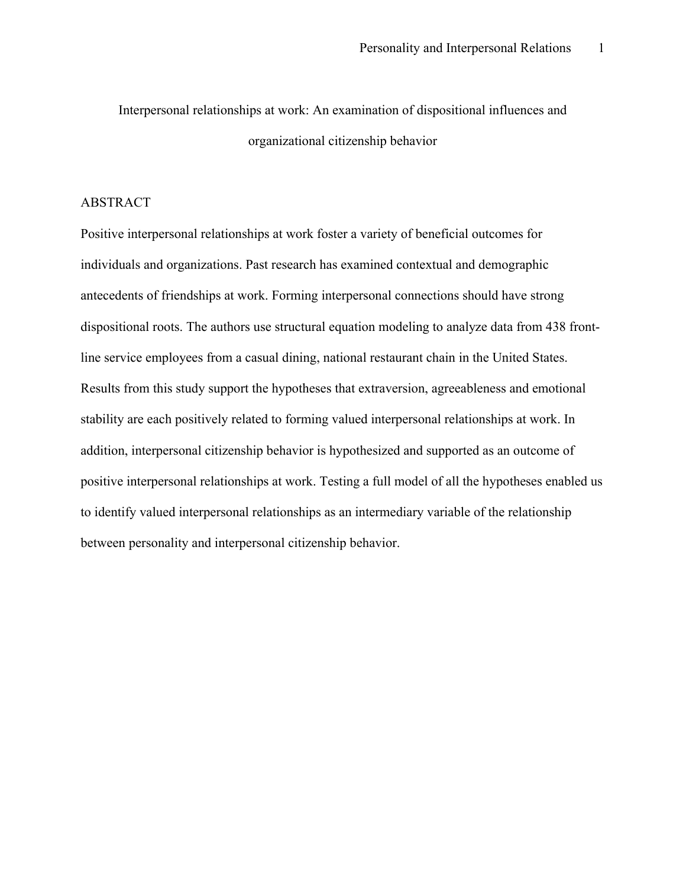# Interpersonal relationships at work: An examination of dispositional influences and organizational citizenship behavior

## ABSTRACT

Positive interpersonal relationships at work foster a variety of beneficial outcomes for individuals and organizations. Past research has examined contextual and demographic antecedents of friendships at work. Forming interpersonal connections should have strong dispositional roots. The authors use structural equation modeling to analyze data from 438 front-line service employees from a casual dining, national restaurant chain in the United States. Results from this study support the hypotheses that extraversion, agreeableness and emotional stability are each positively related to forming valued interpersonal relationships at work. In addition, interpersonal citizenship behavior is hypothesized and supported as an outcome of positive interpersonal relationships at work. Testing a full model of all the hypotheses enabled us to identify valued interpersonal relationships as an intermediary variable of the relationship between personality and interpersonal citizenship behavior.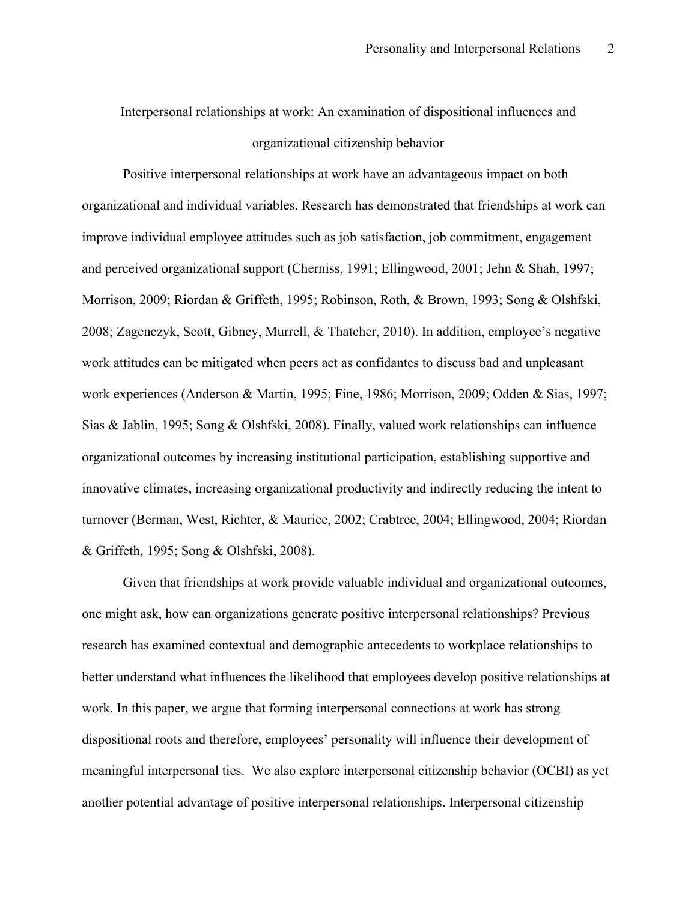# Interpersonal relationships at work: An examination of dispositional influences and organizational citizenship behavior

Positive interpersonal relationships at work have an advantageous impact on both organizational and individual variables. Research has demonstrated that friendships at work can improve individual employee attitudes such as job satisfaction, job commitment, engagement and perceived organizational support (Cherniss, 1991; Ellingwood, 2001; Jehn & Shah, 1997; Morrison, 2009; Riordan & Griffeth, 1995; Robinson, Roth, & Brown, 1993; Song & Olshfski, 2008; Zagenczyk, Scott, Gibney, Murrell, & Thatcher, 2010). In addition, employee's negative work attitudes can be mitigated when peers act as confidantes to discuss bad and unpleasant work experiences (Anderson & Martin, 1995; Fine, 1986; Morrison, 2009; Odden & Sias, 1997; Sias & Jablin, 1995; Song & Olshfski, 2008). Finally, valued work relationships can influence organizational outcomes by increasing institutional participation, establishing supportive and innovative climates, increasing organizational productivity and indirectly reducing the intent to turnover (Berman, West, Richter, & Maurice, 2002; Crabtree, 2004; Ellingwood, 2004; Riordan & Griffeth, 1995; Song & Olshfski, 2008).

Given that friendships at work provide valuable individual and organizational outcomes, one might ask, how can organizations generate positive interpersonal relationships? Previous research has examined contextual and demographic antecedents to workplace relationships to better understand what influences the likelihood that employees develop positive relationships at work. In this paper, we argue that forming interpersonal connections at work has strong dispositional roots and therefore, employees' personality will influence their development of meaningful interpersonal ties. We also explore interpersonal citizenship behavior (OCBI) as yet another potential advantage of positive interpersonal relationships. Interpersonal citizenship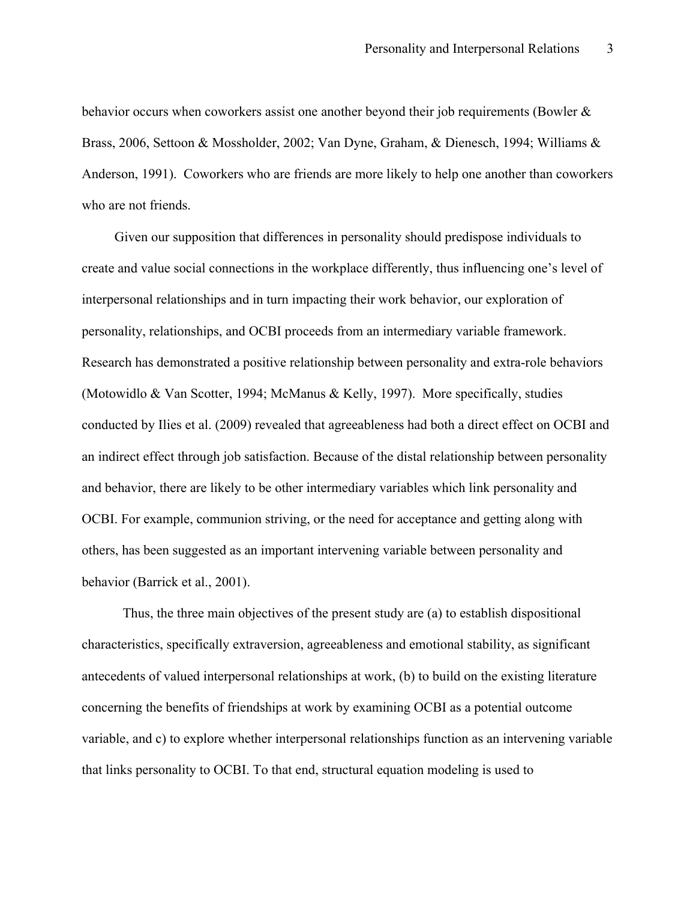behavior occurs when coworkers assist one another beyond their job requirements (Bowler & Brass, 2006, Settoon & Mossholder, 2002; Van Dyne, Graham, & Dienesch, 1994; Williams & Anderson, 1991). Coworkers who are friends are more likely to help one another than coworkers who are not friends.

Given our supposition that differences in personality should predispose individuals to create and value social connections in the workplace differently, thus influencing one's level of interpersonal relationships and in turn impacting their work behavior, our exploration of personality, relationships, and OCBI proceeds from an intermediary variable framework. Research has demonstrated a positive relationship between personality and extra-role behaviors (Motowidlo & Van Scotter, 1994; McManus & Kelly, 1997). More specifically, studies conducted by Ilies et al. (2009) revealed that agreeableness had both a direct effect on OCBI and an indirect effect through job satisfaction. Because of the distal relationship between personality and behavior, there are likely to be other intermediary variables which link personality and OCBI. For example, communion striving, or the need for acceptance and getting along with others, has been suggested as an important intervening variable between personality and behavior (Barrick et al., 2001).

Thus, the three main objectives of the present study are (a) to establish dispositional characteristics, specifically extraversion, agreeableness and emotional stability, as significant antecedents of valued interpersonal relationships at work, (b) to build on the existing literature concerning the benefits of friendships at work by examining OCBI as a potential outcome variable, and c) to explore whether interpersonal relationships function as an intervening variable that links personality to OCBI. To that end, structural equation modeling is used to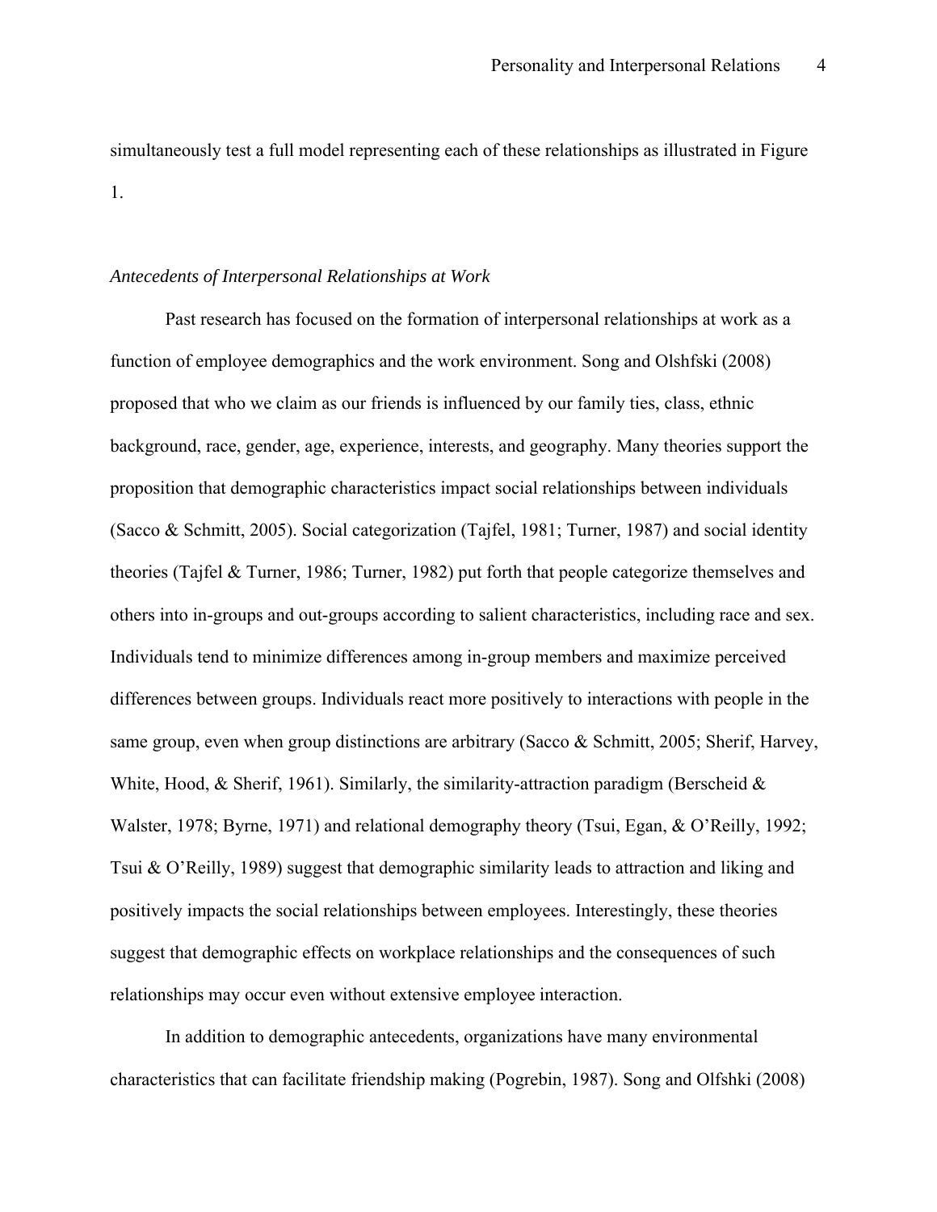simultaneously test a full model representing each of these relationships as illustrated in Figure 1.

*Antecedents of Interpersonal Relationships at Work*

Past research has focused on the formation of interpersonal relationships at work as a function of employee demographics and the work environment. Song and Olshfski (2008) proposed that who we claim as our friends is influenced by our family ties, class, ethnic background, race, gender, age, experience, interests, and geography. Many theories support the proposition that demographic characteristics impact social relationships between individuals (Sacco & Schmitt, 2005). Social categorization (Tajfel, 1981; Turner, 1987) and social identity theories (Tajfel & Turner, 1986; Turner, 1982) put forth that people categorize themselves and others into in-groups and out-groups according to salient characteristics, including race and sex. Individuals tend to minimize differences among in-group members and maximize perceived differences between groups. Individuals react more positively to interactions with people in the same group, even when group distinctions are arbitrary (Sacco & Schmitt, 2005; Sherif, Harvey, White, Hood, & Sherif, 1961). Similarly, the similarity-attraction paradigm (Berscheid & Walster, 1978; Byrne, 1971) and relational demography theory (Tsui, Egan, & O'Reilly, 1992; Tsui & O'Reilly, 1989) suggest that demographic similarity leads to attraction and liking and positively impacts the social relationships between employees. Interestingly, these theories suggest that demographic effects on workplace relationships and the consequences of such relationships may occur even without extensive employee interaction.

In addition to demographic antecedents, organizations have many environmental characteristics that can facilitate friendship making (Pogrebin, 1987). Song and Olfshki (2008)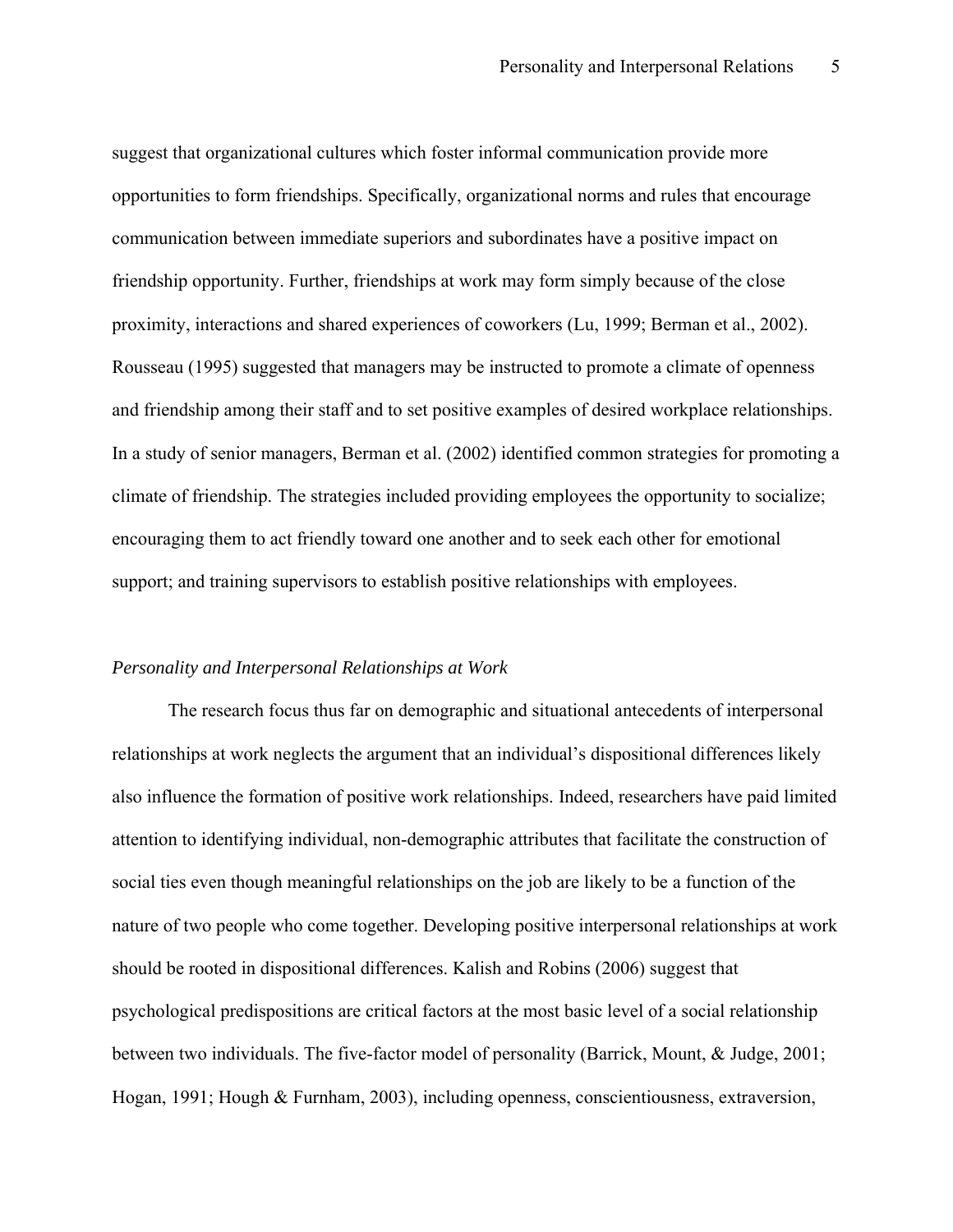suggest that organizational cultures which foster informal communication provide more opportunities to form friendships. Specifically, organizational norms and rules that encourage communication between immediate superiors and subordinates have a positive impact on friendship opportunity. Further, friendships at work may form simply because of the close proximity, interactions and shared experiences of coworkers (Lu, 1999; Berman et al., 2002). Rousseau (1995) suggested that managers may be instructed to promote a climate of openness and friendship among their staff and to set positive examples of desired workplace relationships. In a study of senior managers, Berman et al. (2002) identified common strategies for promoting a climate of friendship. The strategies included providing employees the opportunity to socialize; encouraging them to act friendly toward one another and to seek each other for emotional support; and training supervisors to establish positive relationships with employees.

### *Personality and Interpersonal Relationships at Work*

The research focus thus far on demographic and situational antecedents of interpersonal relationships at work neglects the argument that an individual's dispositional differences likely also influence the formation of positive work relationships. Indeed, researchers have paid limited attention to identifying individual, non-demographic attributes that facilitate the construction of social ties even though meaningful relationships on the job are likely to be a function of the nature of two people who come together. Developing positive interpersonal relationships at work should be rooted in dispositional differences. Kalish and Robins (2006) suggest that psychological predispositions are critical factors at the most basic level of a social relationship between two individuals. The five-factor model of personality (Barrick, Mount, & Judge, 2001; Hogan, 1991; Hough & Furnham, 2003), including openness, conscientiousness, extraversion,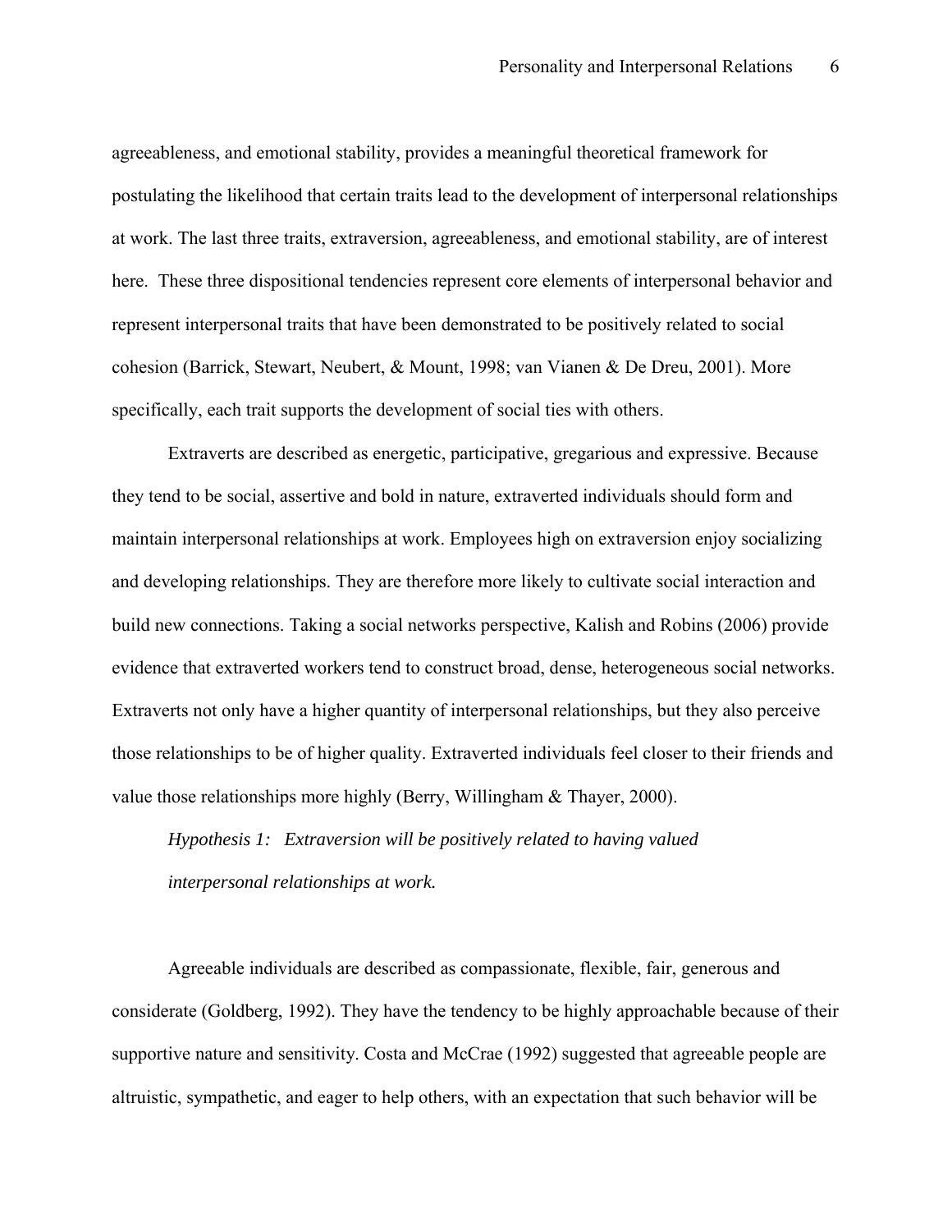agreeableness, and emotional stability, provides a meaningful theoretical framework for postulating the likelihood that certain traits lead to the development of interpersonal relationships at work. The last three traits, extraversion, agreeableness, and emotional stability, are of interest here. These three dispositional tendencies represent core elements of interpersonal behavior and represent interpersonal traits that have been demonstrated to be positively related to social cohesion (Barrick, Stewart, Neubert, & Mount, 1998; van Vianen & De Dreu, 2001). More specifically, each trait supports the development of social ties with others.

Extraverts are described as energetic, participative, gregarious and expressive. Because they tend to be social, assertive and bold in nature, extraverted individuals should form and maintain interpersonal relationships at work. Employees high on extraversion enjoy socializing and developing relationships. They are therefore more likely to cultivate social interaction and build new connections. Taking a social networks perspective, Kalish and Robins (2006) provide evidence that extraverted workers tend to construct broad, dense, heterogeneous social networks. Extraverts not only have a higher quantity of interpersonal relationships, but they also perceive those relationships to be of higher quality. Extraverted individuals feel closer to their friends and value those relationships more highly (Berry, Willingham & Thayer, 2000).

*Hypothesis 1: Extraversion will be positively related to having valued interpersonal relationships at work.*

Agreeable individuals are described as compassionate, flexible, fair, generous and considerate (Goldberg, 1992). They have the tendency to be highly approachable because of their supportive nature and sensitivity. Costa and McCrae (1992) suggested that agreeable people are altruistic, sympathetic, and eager to help others, with an expectation that such behavior will be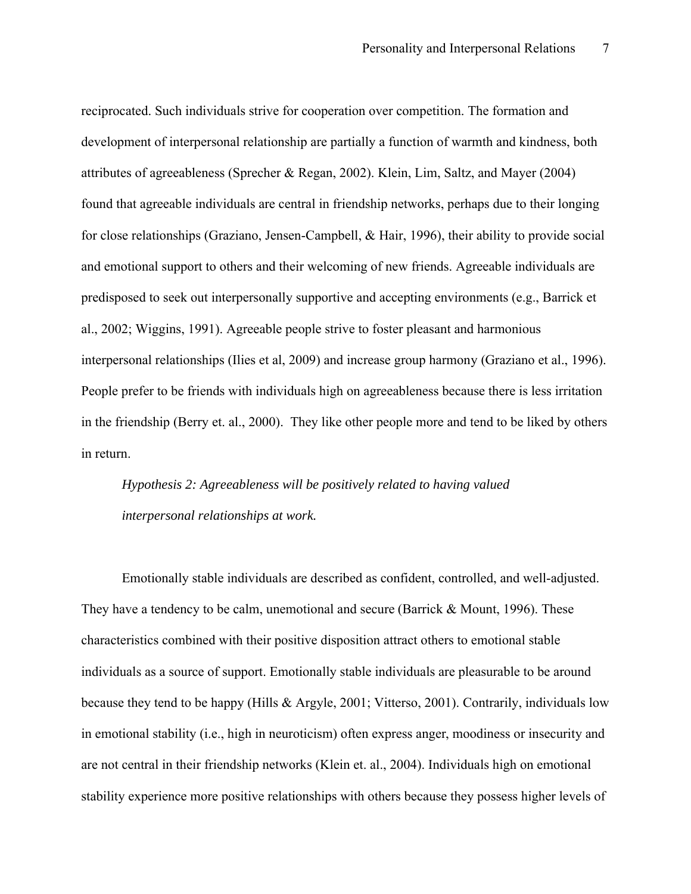reciprocated. Such individuals strive for cooperation over competition. The formation and development of interpersonal relationship are partially a function of warmth and kindness, both attributes of agreeableness (Sprecher & Regan, 2002). Klein, Lim, Saltz, and Mayer (2004) found that agreeable individuals are central in friendship networks, perhaps due to their longing for close relationships (Graziano, Jensen-Campbell, & Hair, 1996), their ability to provide social and emotional support to others and their welcoming of new friends. Agreeable individuals are predisposed to seek out interpersonally supportive and accepting environments (e.g., Barrick et al., 2002; Wiggins, 1991). Agreeable people strive to foster pleasant and harmonious interpersonal relationships (Ilies et al, 2009) and increase group harmony (Graziano et al., 1996). People prefer to be friends with individuals high on agreeableness because there is less irritation in the friendship (Berry et. al., 2000). They like other people more and tend to be liked by others in return.

*Hypothesis 2: Agreeableness will be positively related to having valued interpersonal relationships at work.*

Emotionally stable individuals are described as confident, controlled, and well-adjusted. They have a tendency to be calm, unemotional and secure (Barrick & Mount, 1996). These characteristics combined with their positive disposition attract others to emotional stable individuals as a source of support. Emotionally stable individuals are pleasurable to be around because they tend to be happy (Hills & Argyle, 2001; Vitterso, 2001). Contrarily, individuals low in emotional stability (i.e., high in neuroticism) often express anger, moodiness or insecurity and are not central in their friendship networks (Klein et. al., 2004). Individuals high on emotional stability experience more positive relationships with others because they possess higher levels of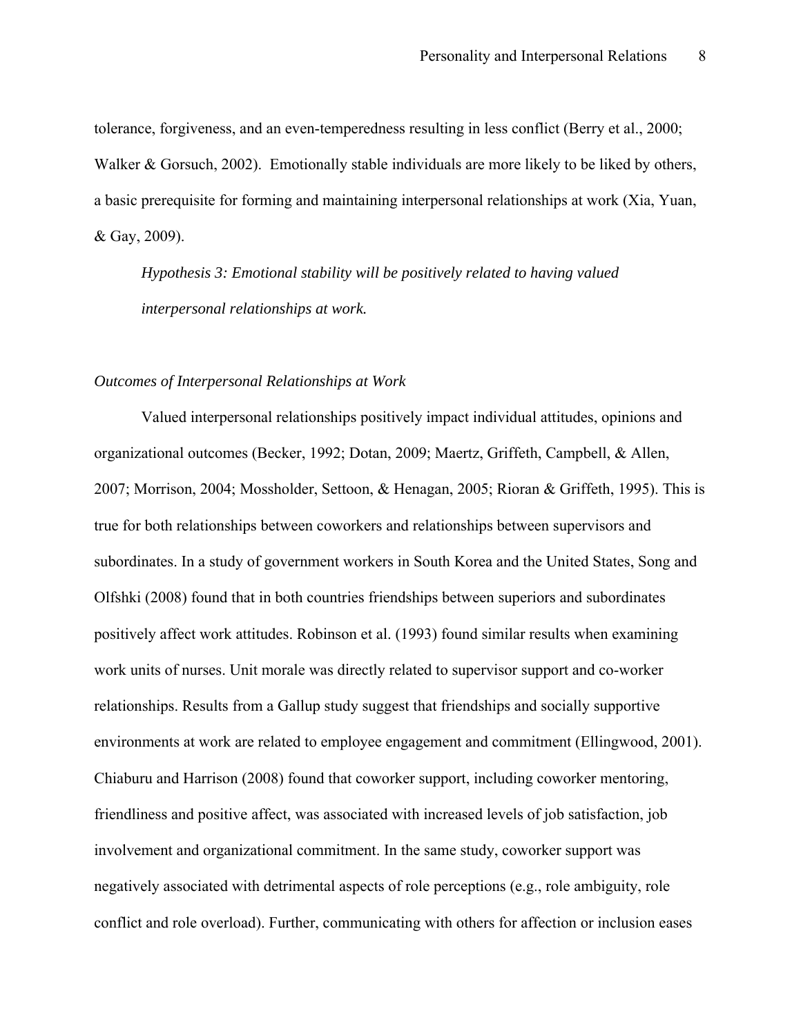tolerance, forgiveness, and an even-temperedness resulting in less conflict (Berry et al., 2000; Walker & Gorsuch, 2002). Emotionally stable individuals are more likely to be liked by others, a basic prerequisite for forming and maintaining interpersonal relationships at work (Xia, Yuan, & Gay, 2009).

*Hypothesis 3: Emotional stability will be positively related to having valued interpersonal relationships at work.*

*Outcomes of Interpersonal Relationships at Work*

Valued interpersonal relationships positively impact individual attitudes, opinions and organizational outcomes (Becker, 1992; Dotan, 2009; Maertz, Griffeth, Campbell, & Allen, 2007; Morrison, 2004; Mossholder, Settoon, & Henagan, 2005; Rioran & Griffeth, 1995). This is true for both relationships between coworkers and relationships between supervisors and subordinates. In a study of government workers in South Korea and the United States, Song and Olfshki (2008) found that in both countries friendships between superiors and subordinates positively affect work attitudes. Robinson et al. (1993) found similar results when examining work units of nurses. Unit morale was directly related to supervisor support and co-worker relationships. Results from a Gallup study suggest that friendships and socially supportive environments at work are related to employee engagement and commitment (Ellingwood, 2001). Chiaburu and Harrison (2008) found that coworker support, including coworker mentoring, friendliness and positive affect, was associated with increased levels of job satisfaction, job involvement and organizational commitment. In the same study, coworker support was negatively associated with detrimental aspects of role perceptions (e.g., role ambiguity, role conflict and role overload). Further, communicating with others for affection or inclusion eases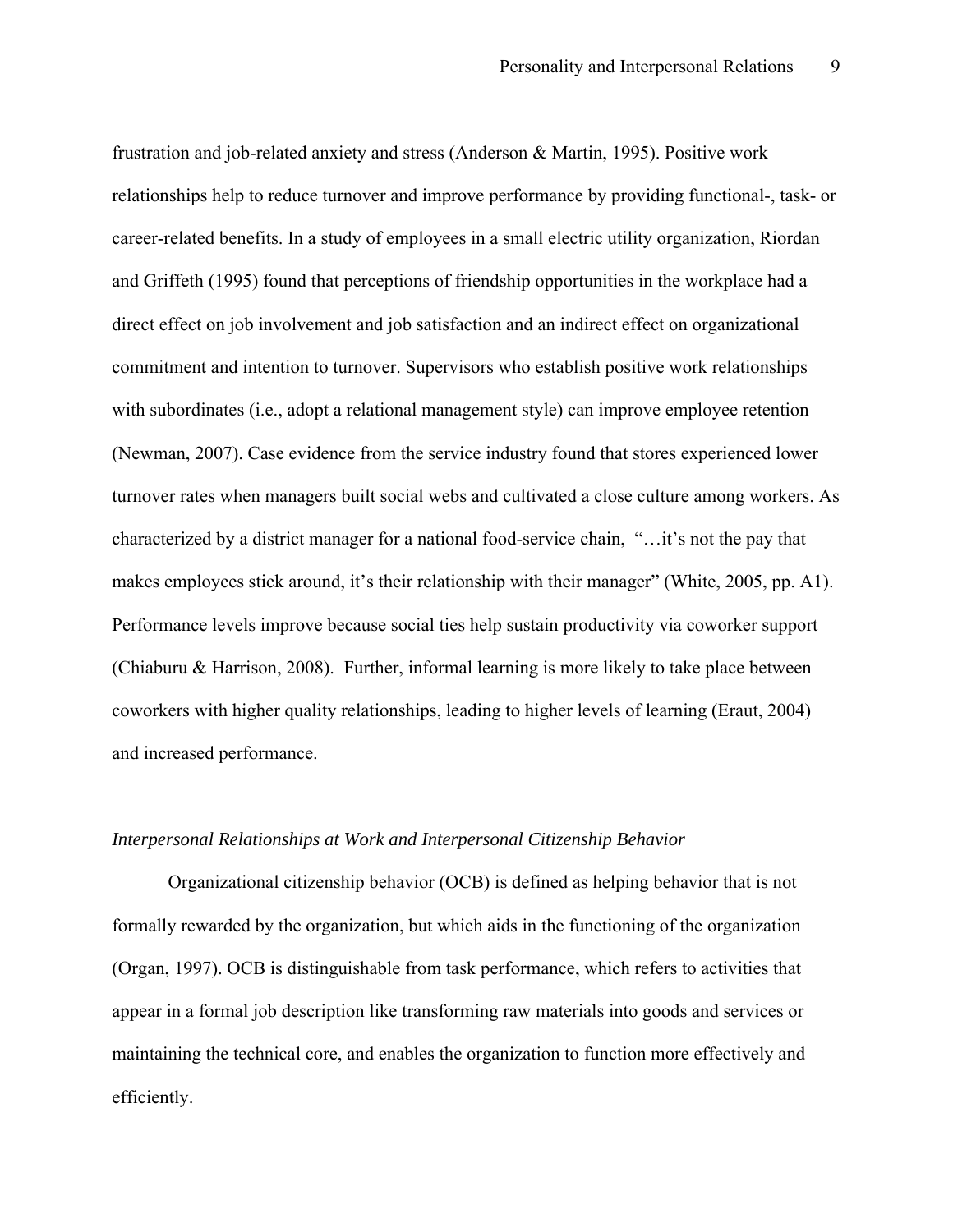frustration and job-related anxiety and stress (Anderson & Martin, 1995). Positive work relationships help to reduce turnover and improve performance by providing functional-, task- or career-related benefits. In a study of employees in a small electric utility organization, Riordan and Griffeth (1995) found that perceptions of friendship opportunities in the workplace had a direct effect on job involvement and job satisfaction and an indirect effect on organizational commitment and intention to turnover. Supervisors who establish positive work relationships with subordinates (i.e., adopt a relational management style) can improve employee retention (Newman, 2007). Case evidence from the service industry found that stores experienced lower turnover rates when managers built social webs and cultivated a close culture among workers. As characterized by a district manager for a national food-service chain, "…it's not the pay that makes employees stick around, it's their relationship with their manager" (White, 2005, pp. A1). Performance levels improve because social ties help sustain productivity via coworker support (Chiaburu & Harrison, 2008). Further, informal learning is more likely to take place between coworkers with higher quality relationships, leading to higher levels of learning (Eraut, 2004) and increased performance.

### *Interpersonal Relationships at Work and Interpersonal Citizenship Behavior*

Organizational citizenship behavior (OCB) is defined as helping behavior that is not formally rewarded by the organization, but which aids in the functioning of the organization (Organ, 1997). OCB is distinguishable from task performance, which refers to activities that appear in a formal job description like transforming raw materials into goods and services or maintaining the technical core, and enables the organization to function more effectively and efficiently.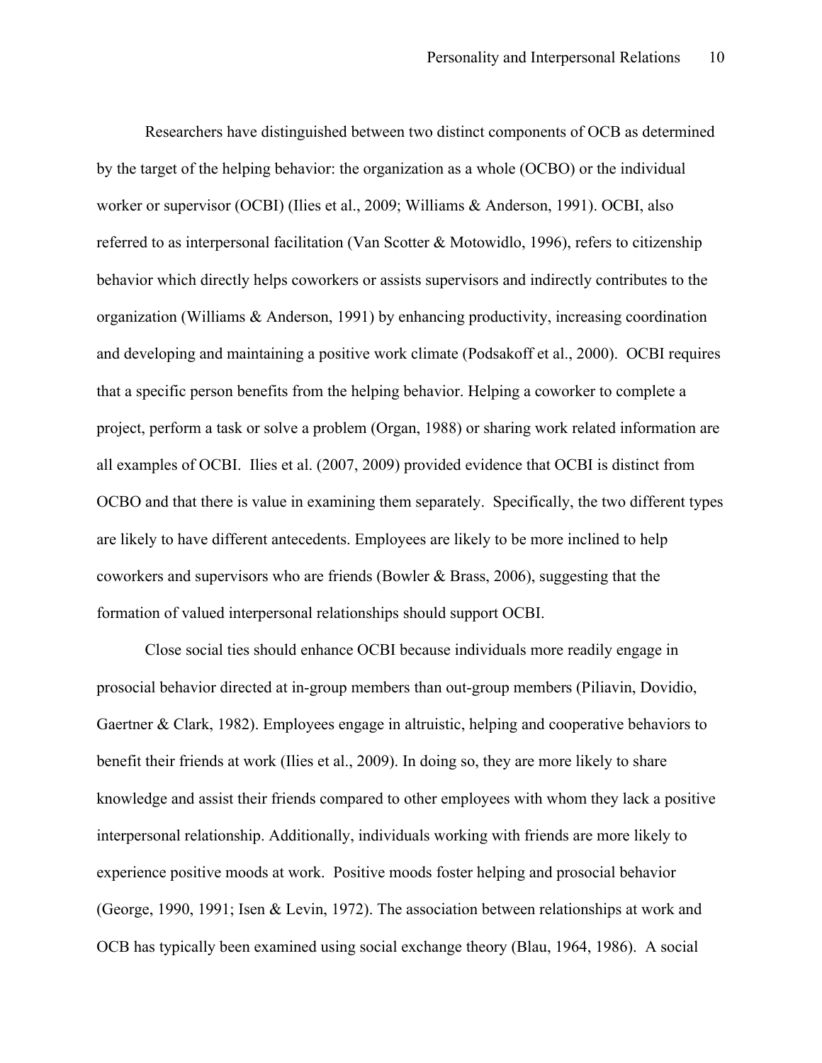Researchers have distinguished between two distinct components of OCB as determined by the target of the helping behavior: the organization as a whole (OCBO) or the individual worker or supervisor (OCBI) (Ilies et al., 2009; Williams & Anderson, 1991). OCBI, also referred to as interpersonal facilitation (Van Scotter & Motowidlo, 1996), refers to citizenship behavior which directly helps coworkers or assists supervisors and indirectly contributes to the organization (Williams & Anderson, 1991) by enhancing productivity, increasing coordination and developing and maintaining a positive work climate (Podsakoff et al., 2000). OCBI requires that a specific person benefits from the helping behavior. Helping a coworker to complete a project, perform a task or solve a problem (Organ, 1988) or sharing work related information are all examples of OCBI. Ilies et al. (2007, 2009) provided evidence that OCBI is distinct from OCBO and that there is value in examining them separately. Specifically, the two different types are likely to have different antecedents. Employees are likely to be more inclined to help coworkers and supervisors who are friends (Bowler & Brass, 2006), suggesting that the formation of valued interpersonal relationships should support OCBI.

Close social ties should enhance OCBI because individuals more readily engage in prosocial behavior directed at in-group members than out-group members (Piliavin, Dovidio, Gaertner & Clark, 1982). Employees engage in altruistic, helping and cooperative behaviors to benefit their friends at work (Ilies et al., 2009). In doing so, they are more likely to share knowledge and assist their friends compared to other employees with whom they lack a positive interpersonal relationship. Additionally, individuals working with friends are more likely to experience positive moods at work. Positive moods foster helping and prosocial behavior (George, 1990, 1991; Isen & Levin, 1972). The association between relationships at work and OCB has typically been examined using social exchange theory (Blau, 1964, 1986). A social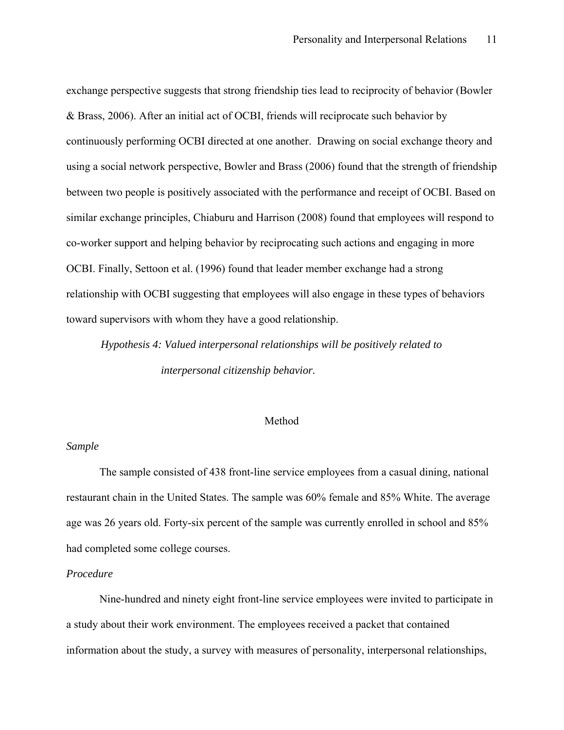exchange perspective suggests that strong friendship ties lead to reciprocity of behavior (Bowler & Brass, 2006). After an initial act of OCBI, friends will reciprocate such behavior by continuously performing OCBI directed at one another. Drawing on social exchange theory and using a social network perspective, Bowler and Brass (2006) found that the strength of friendship between two people is positively associated with the performance and receipt of OCBI. Based on similar exchange principles, Chiaburu and Harrison (2008) found that employees will respond to co-worker support and helping behavior by reciprocating such actions and engaging in more OCBI. Finally, Settoon et al. (1996) found that leader member exchange had a strong relationship with OCBI suggesting that employees will also engage in these types of behaviors toward supervisors with whom they have a good relationship.

*Hypothesis 4: Valued interpersonal relationships will be positively related to interpersonal citizenship behavior.*

## Method

### *Sample*

The sample consisted of 438 front-line service employees from a casual dining, national restaurant chain in the United States. The sample was 60% female and 85% White. The average age was 26 years old. Forty-six percent of the sample was currently enrolled in school and 85% had completed some college courses.

### *Procedure*

Nine-hundred and ninety eight front-line service employees were invited to participate in a study about their work environment. The employees received a packet that contained information about the study, a survey with measures of personality, interpersonal relationships,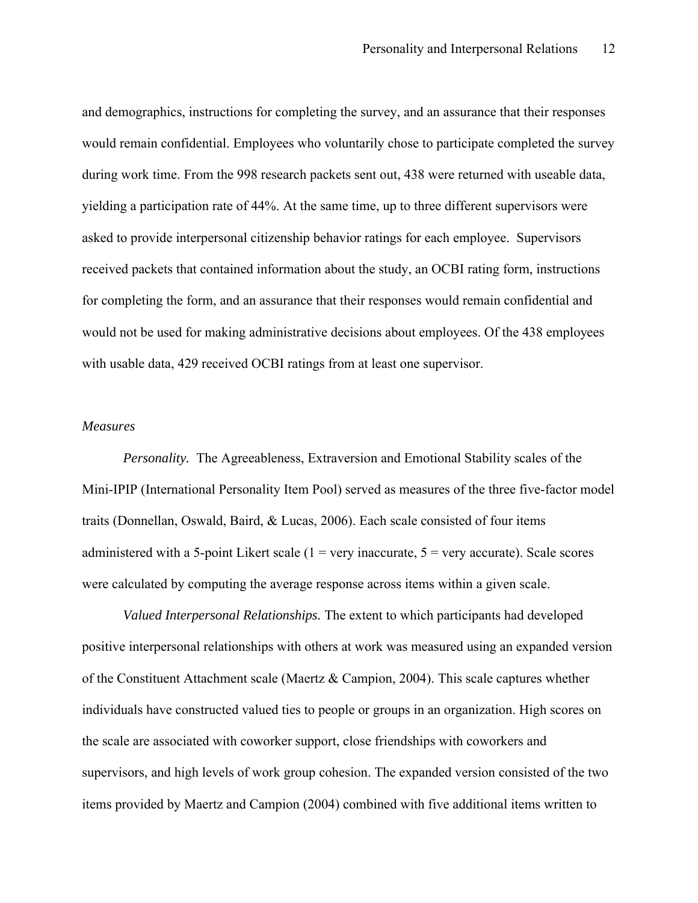and demographics, instructions for completing the survey, and an assurance that their responses would remain confidential. Employees who voluntarily chose to participate completed the survey during work time. From the 998 research packets sent out, 438 were returned with useable data, yielding a participation rate of 44%. At the same time, up to three different supervisors were asked to provide interpersonal citizenship behavior ratings for each employee. Supervisors received packets that contained information about the study, an OCBI rating form, instructions for completing the form, and an assurance that their responses would remain confidential and would not be used for making administrative decisions about employees. Of the 438 employees with usable data, 429 received OCBI ratings from at least one supervisor.

### *Measures*

*Personality.* The Agreeableness, Extraversion and Emotional Stability scales of the Mini-IPIP (International Personality Item Pool) served as measures of the three five-factor model traits (Donnellan, Oswald, Baird, & Lucas, 2006). Each scale consisted of four items administered with a 5-point Likert scale (1 = very inaccurate, 5 = very accurate). Scale scores were calculated by computing the average response across items within a given scale.

*Valued Interpersonal Relationships.* The extent to which participants had developed positive interpersonal relationships with others at work was measured using an expanded version of the Constituent Attachment scale (Maertz & Campion, 2004). This scale captures whether individuals have constructed valued ties to people or groups in an organization. High scores on the scale are associated with coworker support, close friendships with coworkers and supervisors, and high levels of work group cohesion. The expanded version consisted of the two items provided by Maertz and Campion (2004) combined with five additional items written to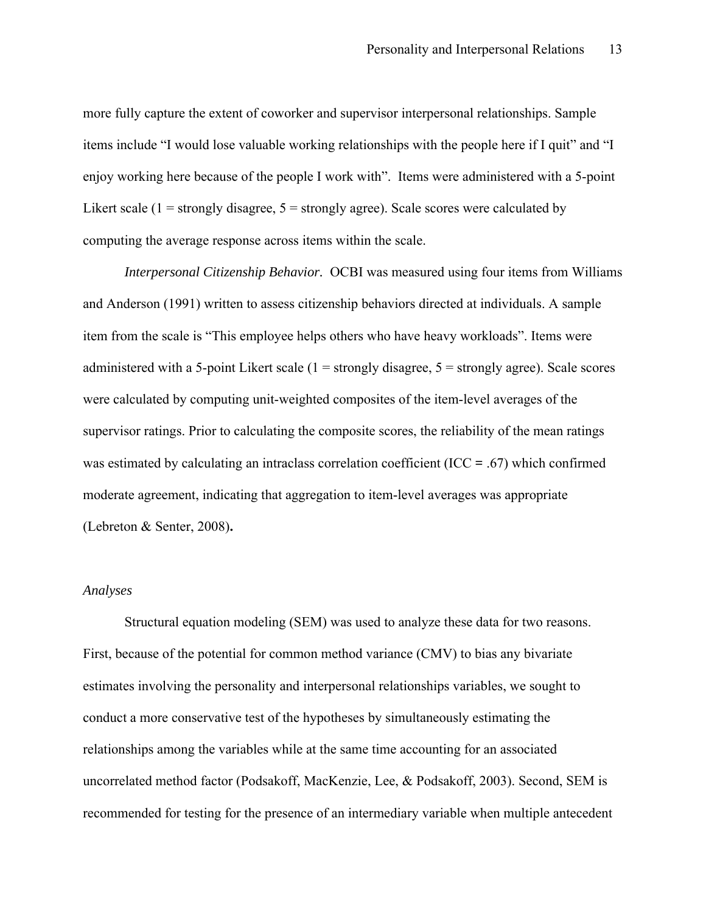more fully capture the extent of coworker and supervisor interpersonal relationships. Sample items include “I would lose valuable working relationships with the people here if I quit” and “I enjoy working here because of the people I work with”. Items were administered with a 5-point Likert scale (1 = strongly disagree, 5 = strongly agree). Scale scores were calculated by computing the average response across items within the scale.

*Interpersonal Citizenship Behavior.* OCBI was measured using four items from Williams and Anderson (1991) written to assess citizenship behaviors directed at individuals. A sample item from the scale is “This employee helps others who have heavy workloads”. Items were administered with a 5-point Likert scale (1 = strongly disagree, 5 = strongly agree). Scale scores were calculated by computing unit-weighted composites of the item-level averages of the supervisor ratings. Prior to calculating the composite scores, the reliability of the mean ratings was estimated by calculating an intraclass correlation coefficient (ICC **=** .67) which confirmed moderate agreement, indicating that aggregation to item-level averages was appropriate (Lebreton & Senter, 2008)**.**

### *Analyses*

Structural equation modeling (SEM) was used to analyze these data for two reasons. First, because of the potential for common method variance (CMV) to bias any bivariate estimates involving the personality and interpersonal relationships variables, we sought to conduct a more conservative test of the hypotheses by simultaneously estimating the relationships among the variables while at the same time accounting for an associated uncorrelated method factor (Podsakoff, MacKenzie, Lee, & Podsakoff, 2003). Second, SEM is recommended for testing for the presence of an intermediary variable when multiple antecedent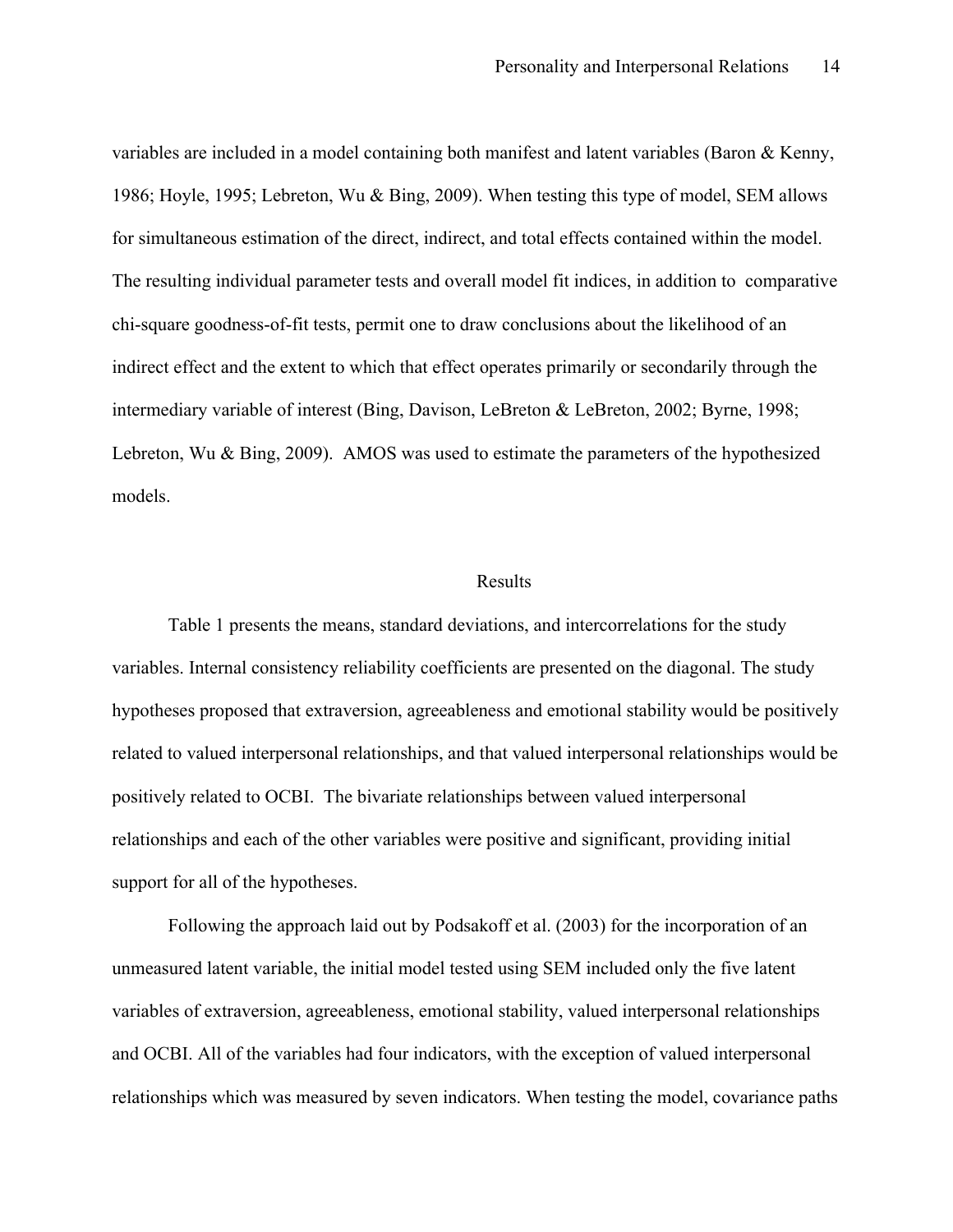variables are included in a model containing both manifest and latent variables (Baron & Kenny, 1986; Hoyle, 1995; Lebreton, Wu & Bing, 2009). When testing this type of model, SEM allows for simultaneous estimation of the direct, indirect, and total effects contained within the model. The resulting individual parameter tests and overall model fit indices, in addition to comparative chi-square goodness-of-fit tests, permit one to draw conclusions about the likelihood of an indirect effect and the extent to which that effect operates primarily or secondarily through the intermediary variable of interest (Bing, Davison, LeBreton & LeBreton, 2002; Byrne, 1998; Lebreton, Wu & Bing, 2009). AMOS was used to estimate the parameters of the hypothesized models.

# Results

Table 1 presents the means, standard deviations, and intercorrelations for the study variables. Internal consistency reliability coefficients are presented on the diagonal. The study hypotheses proposed that extraversion, agreeableness and emotional stability would be positively related to valued interpersonal relationships, and that valued interpersonal relationships would be positively related to OCBI. The bivariate relationships between valued interpersonal relationships and each of the other variables were positive and significant, providing initial support for all of the hypotheses.

Following the approach laid out by Podsakoff et al. (2003) for the incorporation of an unmeasured latent variable, the initial model tested using SEM included only the five latent variables of extraversion, agreeableness, emotional stability, valued interpersonal relationships and OCBI. All of the variables had four indicators, with the exception of valued interpersonal relationships which was measured by seven indicators. When testing the model, covariance paths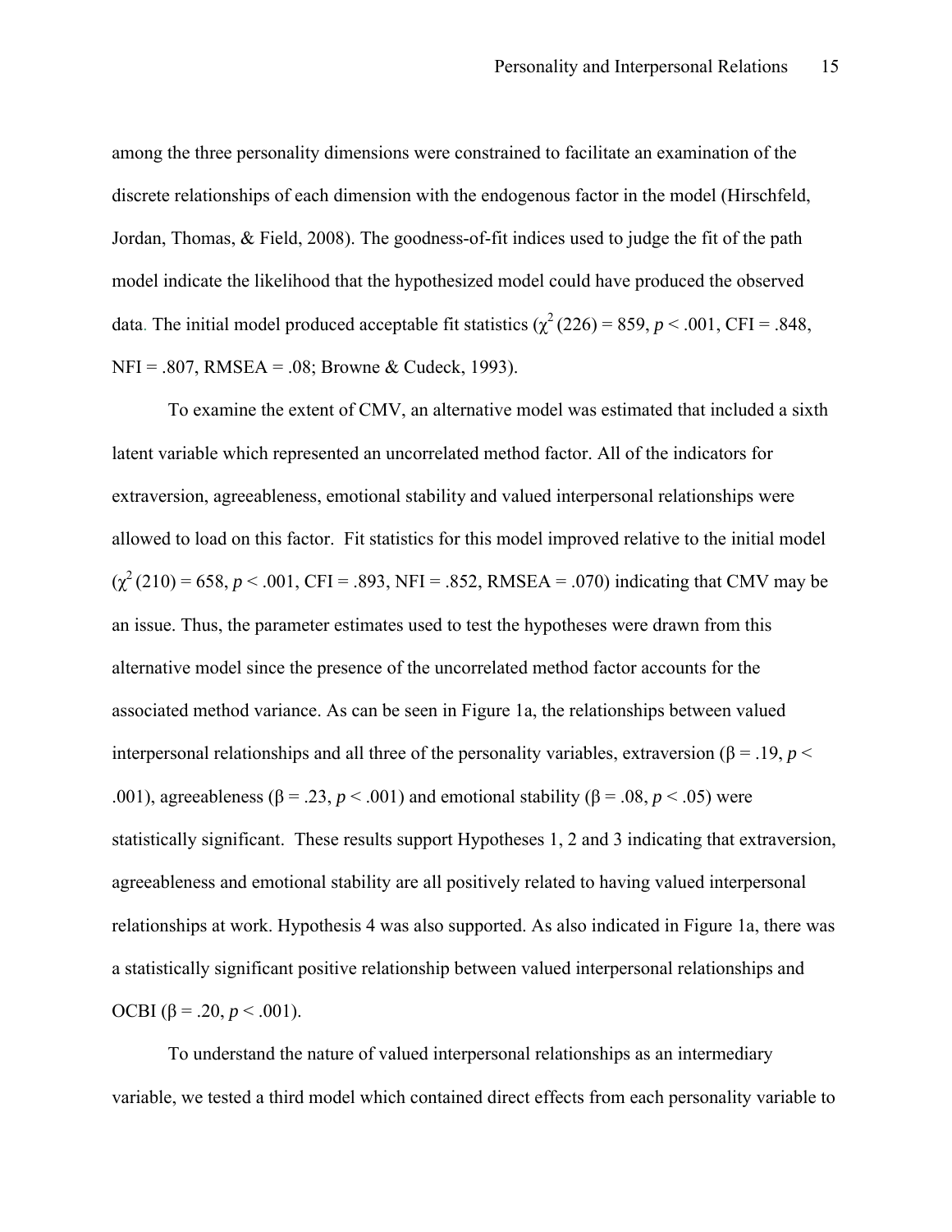among the three personality dimensions were constrained to facilitate an examination of the discrete relationships of each dimension with the endogenous factor in the model (Hirschfeld, Jordan, Thomas, & Field, 2008). The goodness-of-fit indices used to judge the fit of the path model indicate the likelihood that the hypothesized model could have produced the observed data. The initial model produced acceptable fit statistics ($\chi^2$ (226) = 859, $p < .001$, CFI = .848, NFI = .807, RMSEA = .08; Browne & Cudeck, 1993).

To examine the extent of CMV, an alternative model was estimated that included a sixth latent variable which represented an uncorrelated method factor. All of the indicators for extraversion, agreeableness, emotional stability and valued interpersonal relationships were allowed to load on this factor. Fit statistics for this model improved relative to the initial model ($\chi^2$ (210) = 658, $p < .001$, CFI = .893, NFI = .852, RMSEA = .070) indicating that CMV may be an issue. Thus, the parameter estimates used to test the hypotheses were drawn from this alternative model since the presence of the uncorrelated method factor accounts for the associated method variance. As can be seen in Figure 1a, the relationships between valued interpersonal relationships and all three of the personality variables, extraversion ($\beta = .19$, $p < .001$), agreeableness ($\beta = .23$, $p < .001$) and emotional stability ($\beta = .08$, $p < .05$) were statistically significant. These results support Hypotheses 1, 2 and 3 indicating that extraversion, agreeableness and emotional stability are all positively related to having valued interpersonal relationships at work. Hypothesis 4 was also supported. As also indicated in Figure 1a, there was a statistically significant positive relationship between valued interpersonal relationships and OCBI ($\beta = .20$, $p < .001$).

To understand the nature of valued interpersonal relationships as an intermediary variable, we tested a third model which contained direct effects from each personality variable to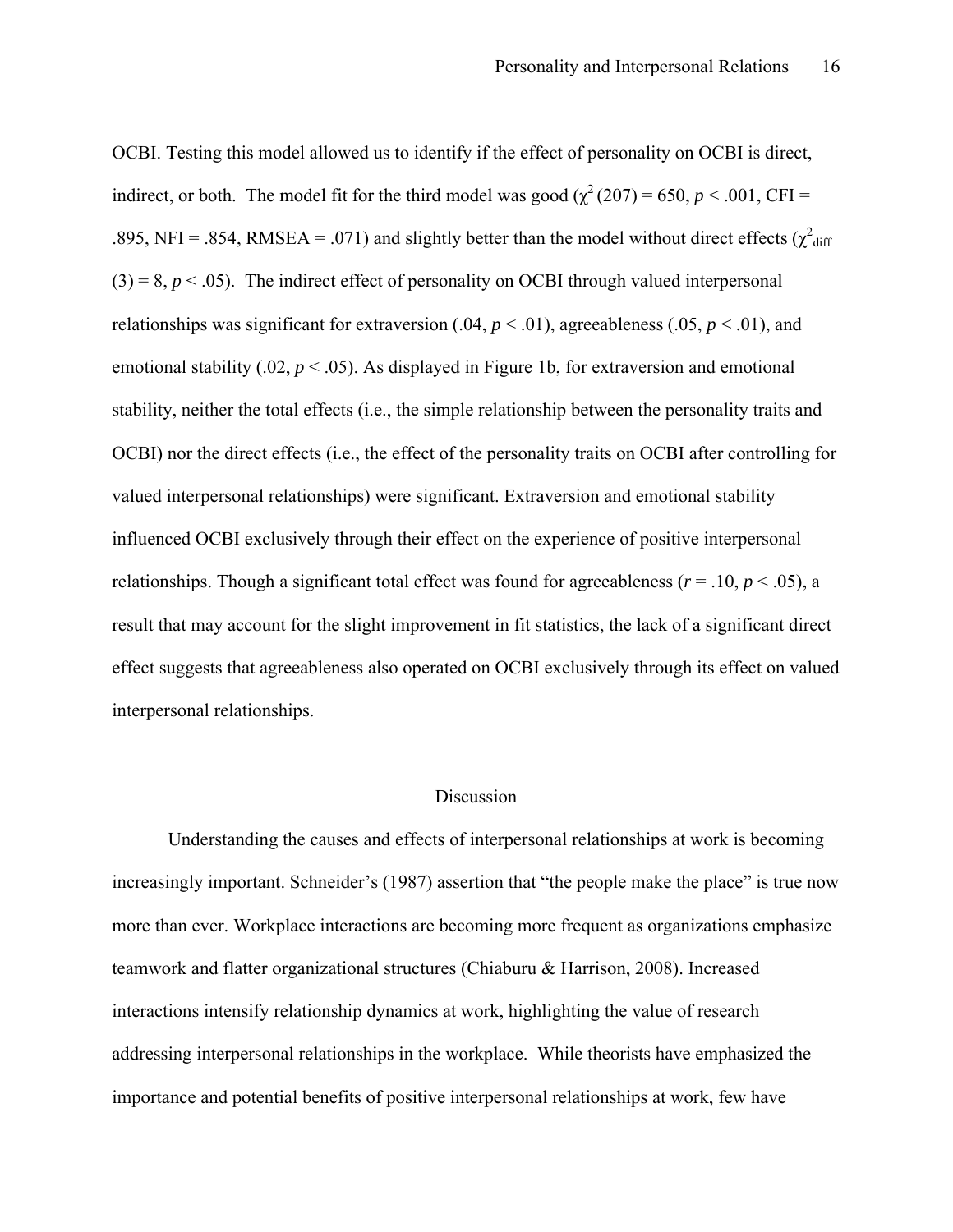OCBI. Testing this model allowed us to identify if the effect of personality on OCBI is direct, indirect, or both. The model fit for the third model was good ($\chi^2$ (207) = 650, $p < .001$, CFI = .895, NFI = .854, RMSEA = .071) and slightly better than the model without direct effects ($\chi^2_{diff}$ (3) = 8, $p < .05$). The indirect effect of personality on OCBI through valued interpersonal relationships was significant for extraversion (.04, $p < .01$), agreeableness (.05, $p < .01$), and emotional stability (.02, $p < .05$). As displayed in Figure 1b, for extraversion and emotional stability, neither the total effects (i.e., the simple relationship between the personality traits and OCBI) nor the direct effects (i.e., the effect of the personality traits on OCBI after controlling for valued interpersonal relationships) were significant. Extraversion and emotional stability influenced OCBI exclusively through their effect on the experience of positive interpersonal relationships. Though a significant total effect was found for agreeableness ($r = .10$, $p < .05$), a result that may account for the slight improvement in fit statistics, the lack of a significant direct effect suggests that agreeableness also operated on OCBI exclusively through its effect on valued interpersonal relationships.

## Discussion

Understanding the causes and effects of interpersonal relationships at work is becoming increasingly important. Schneider's (1987) assertion that "the people make the place" is true now more than ever. Workplace interactions are becoming more frequent as organizations emphasize teamwork and flatter organizational structures (Chiaburu & Harrison, 2008). Increased interactions intensify relationship dynamics at work, highlighting the value of research addressing interpersonal relationships in the workplace. While theorists have emphasized the importance and potential benefits of positive interpersonal relationships at work, few have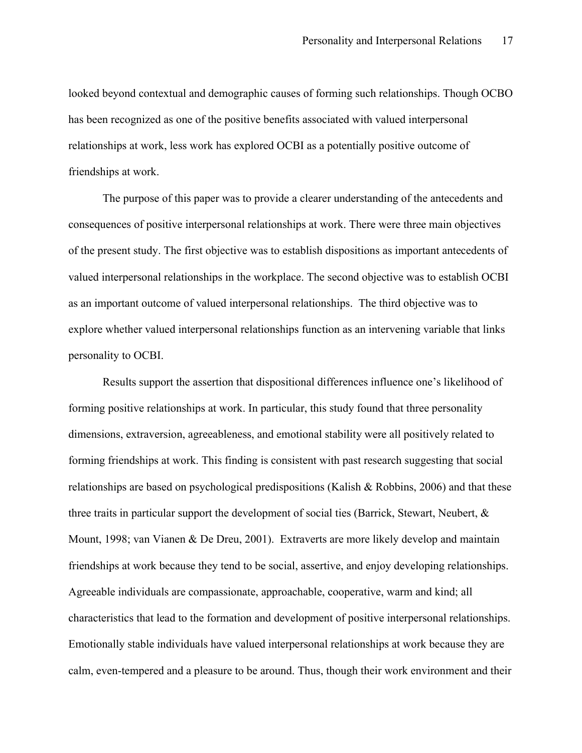looked beyond contextual and demographic causes of forming such relationships. Though OCBO has been recognized as one of the positive benefits associated with valued interpersonal relationships at work, less work has explored OCBI as a potentially positive outcome of friendships at work.

The purpose of this paper was to provide a clearer understanding of the antecedents and consequences of positive interpersonal relationships at work. There were three main objectives of the present study. The first objective was to establish dispositions as important antecedents of valued interpersonal relationships in the workplace. The second objective was to establish OCBI as an important outcome of valued interpersonal relationships. The third objective was to explore whether valued interpersonal relationships function as an intervening variable that links personality to OCBI.

Results support the assertion that dispositional differences influence one's likelihood of forming positive relationships at work. In particular, this study found that three personality dimensions, extraversion, agreeableness, and emotional stability were all positively related to forming friendships at work. This finding is consistent with past research suggesting that social relationships are based on psychological predispositions (Kalish & Robbins, 2006) and that these three traits in particular support the development of social ties (Barrick, Stewart, Neubert, & Mount, 1998; van Vianen & De Dreu, 2001). Extraverts are more likely develop and maintain friendships at work because they tend to be social, assertive, and enjoy developing relationships. Agreeable individuals are compassionate, approachable, cooperative, warm and kind; all characteristics that lead to the formation and development of positive interpersonal relationships. Emotionally stable individuals have valued interpersonal relationships at work because they are calm, even-tempered and a pleasure to be around. Thus, though their work environment and their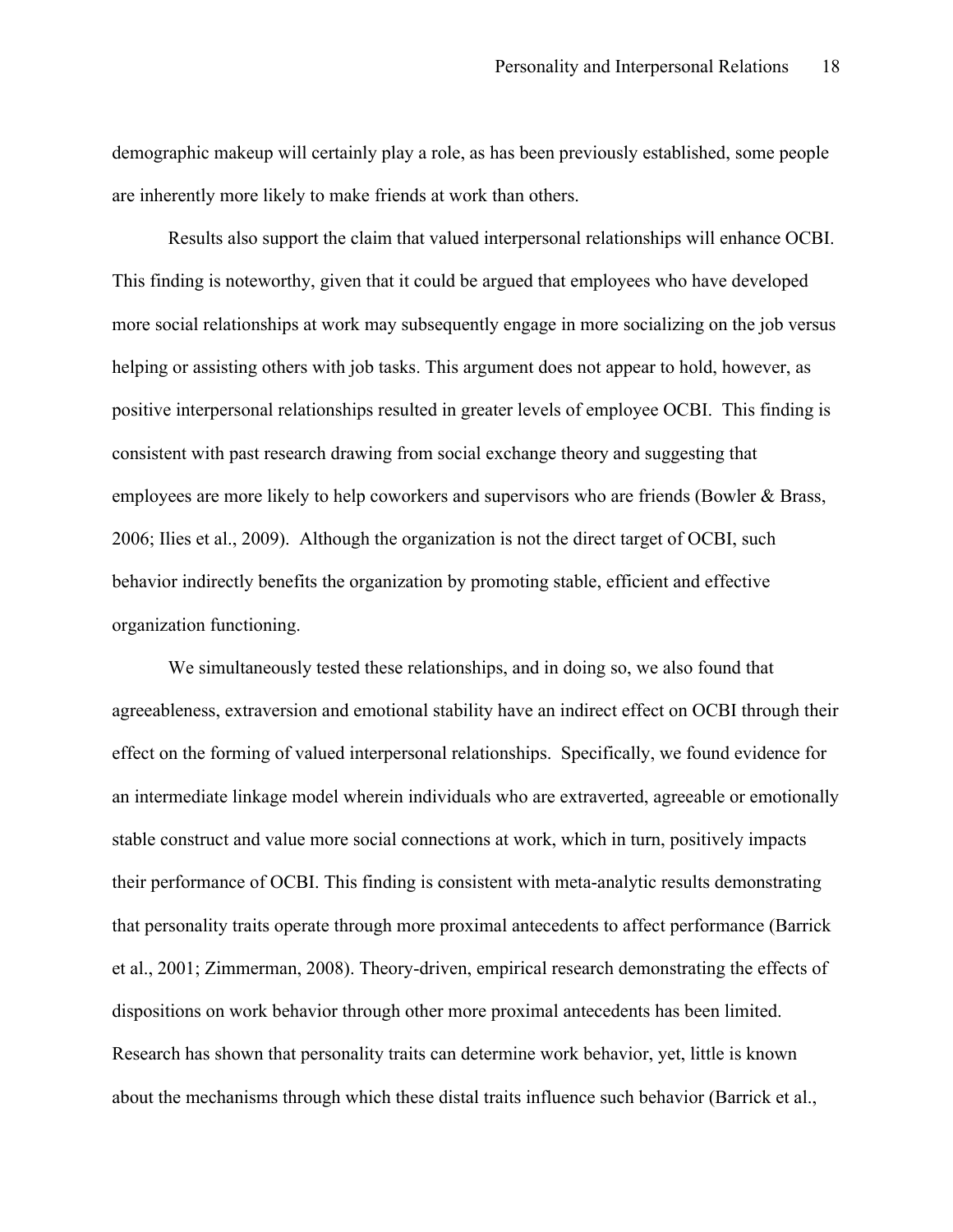demographic makeup will certainly play a role, as has been previously established, some people are inherently more likely to make friends at work than others.

Results also support the claim that valued interpersonal relationships will enhance OCBI. This finding is noteworthy, given that it could be argued that employees who have developed more social relationships at work may subsequently engage in more socializing on the job versus helping or assisting others with job tasks. This argument does not appear to hold, however, as positive interpersonal relationships resulted in greater levels of employee OCBI. This finding is consistent with past research drawing from social exchange theory and suggesting that employees are more likely to help coworkers and supervisors who are friends (Bowler & Brass, 2006; Ilies et al., 2009). Although the organization is not the direct target of OCBI, such behavior indirectly benefits the organization by promoting stable, efficient and effective organization functioning.

We simultaneously tested these relationships, and in doing so, we also found that agreeableness, extraversion and emotional stability have an indirect effect on OCBI through their effect on the forming of valued interpersonal relationships. Specifically, we found evidence for an intermediate linkage model wherein individuals who are extraverted, agreeable or emotionally stable construct and value more social connections at work, which in turn, positively impacts their performance of OCBI. This finding is consistent with meta-analytic results demonstrating that personality traits operate through more proximal antecedents to affect performance (Barrick et al., 2001; Zimmerman, 2008). Theory-driven, empirical research demonstrating the effects of dispositions on work behavior through other more proximal antecedents has been limited. Research has shown that personality traits can determine work behavior, yet, little is known about the mechanisms through which these distal traits influence such behavior (Barrick et al.,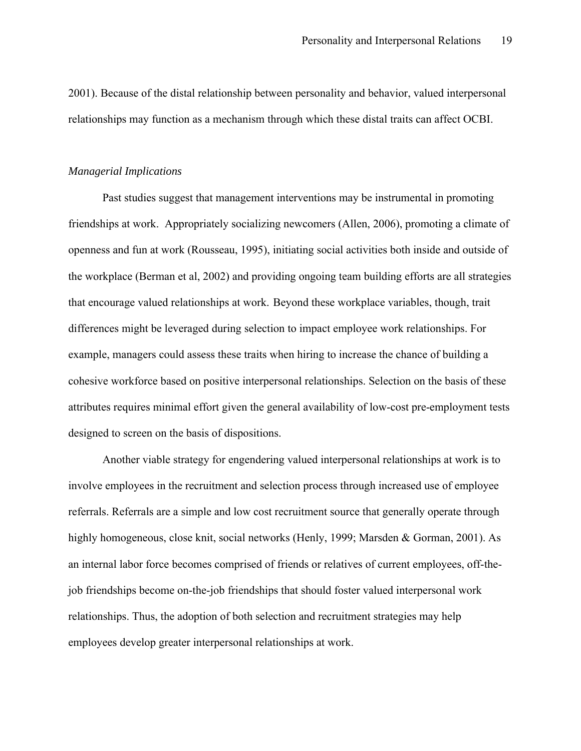2001). Because of the distal relationship between personality and behavior, valued interpersonal relationships may function as a mechanism through which these distal traits can affect OCBI.

### *Managerial Implications*

Past studies suggest that management interventions may be instrumental in promoting friendships at work. Appropriately socializing newcomers (Allen, 2006), promoting a climate of openness and fun at work (Rousseau, 1995), initiating social activities both inside and outside of the workplace (Berman et al, 2002) and providing ongoing team building efforts are all strategies that encourage valued relationships at work. Beyond these workplace variables, though, trait differences might be leveraged during selection to impact employee work relationships. For example, managers could assess these traits when hiring to increase the chance of building a cohesive workforce based on positive interpersonal relationships. Selection on the basis of these attributes requires minimal effort given the general availability of low-cost pre-employment tests designed to screen on the basis of dispositions.

Another viable strategy for engendering valued interpersonal relationships at work is to involve employees in the recruitment and selection process through increased use of employee referrals. Referrals are a simple and low cost recruitment source that generally operate through highly homogeneous, close knit, social networks (Henly, 1999; Marsden & Gorman, 2001). As an internal labor force becomes comprised of friends or relatives of current employees, off-the-job friendships become on-the-job friendships that should foster valued interpersonal work relationships. Thus, the adoption of both selection and recruitment strategies may help employees develop greater interpersonal relationships at work.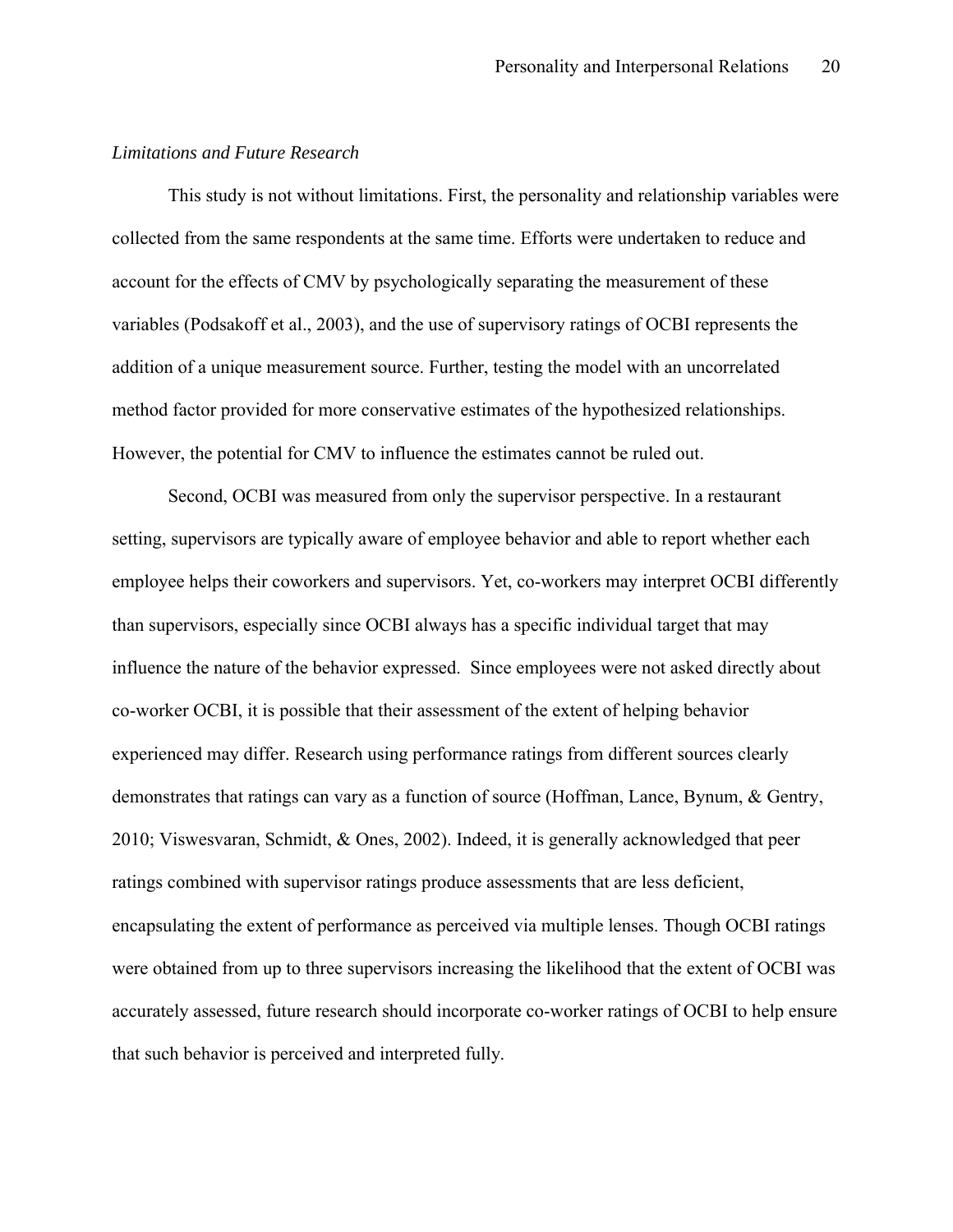*Limitations and Future Research*

This study is not without limitations. First, the personality and relationship variables were collected from the same respondents at the same time. Efforts were undertaken to reduce and account for the effects of CMV by psychologically separating the measurement of these variables (Podsakoff et al., 2003), and the use of supervisory ratings of OCBI represents the addition of a unique measurement source. Further, testing the model with an uncorrelated method factor provided for more conservative estimates of the hypothesized relationships. However, the potential for CMV to influence the estimates cannot be ruled out.

Second, OCBI was measured from only the supervisor perspective. In a restaurant setting, supervisors are typically aware of employee behavior and able to report whether each employee helps their coworkers and supervisors. Yet, co-workers may interpret OCBI differently than supervisors, especially since OCBI always has a specific individual target that may influence the nature of the behavior expressed. Since employees were not asked directly about co-worker OCBI, it is possible that their assessment of the extent of helping behavior experienced may differ. Research using performance ratings from different sources clearly demonstrates that ratings can vary as a function of source (Hoffman, Lance, Bynum, & Gentry, 2010; Viswesvaran, Schmidt, & Ones, 2002). Indeed, it is generally acknowledged that peer ratings combined with supervisor ratings produce assessments that are less deficient, encapsulating the extent of performance as perceived via multiple lenses. Though OCBI ratings were obtained from up to three supervisors increasing the likelihood that the extent of OCBI was accurately assessed, future research should incorporate co-worker ratings of OCBI to help ensure that such behavior is perceived and interpreted fully.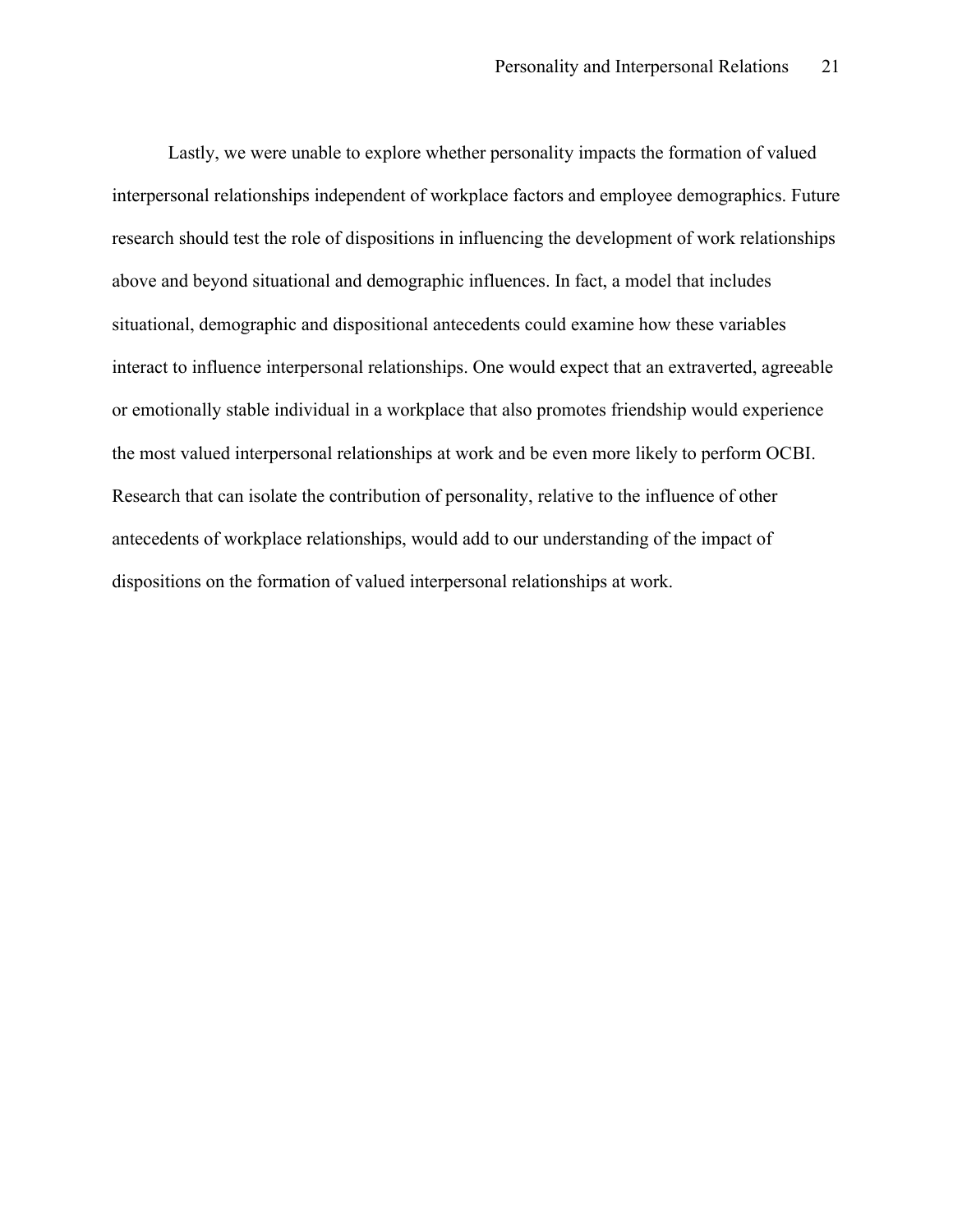Lastly, we were unable to explore whether personality impacts the formation of valued interpersonal relationships independent of workplace factors and employee demographics. Future research should test the role of dispositions in influencing the development of work relationships above and beyond situational and demographic influences. In fact, a model that includes situational, demographic and dispositional antecedents could examine how these variables interact to influence interpersonal relationships. One would expect that an extraverted, agreeable or emotionally stable individual in a workplace that also promotes friendship would experience the most valued interpersonal relationships at work and be even more likely to perform OCBI. Research that can isolate the contribution of personality, relative to the influence of other antecedents of workplace relationships, would add to our understanding of the impact of dispositions on the formation of valued interpersonal relationships at work.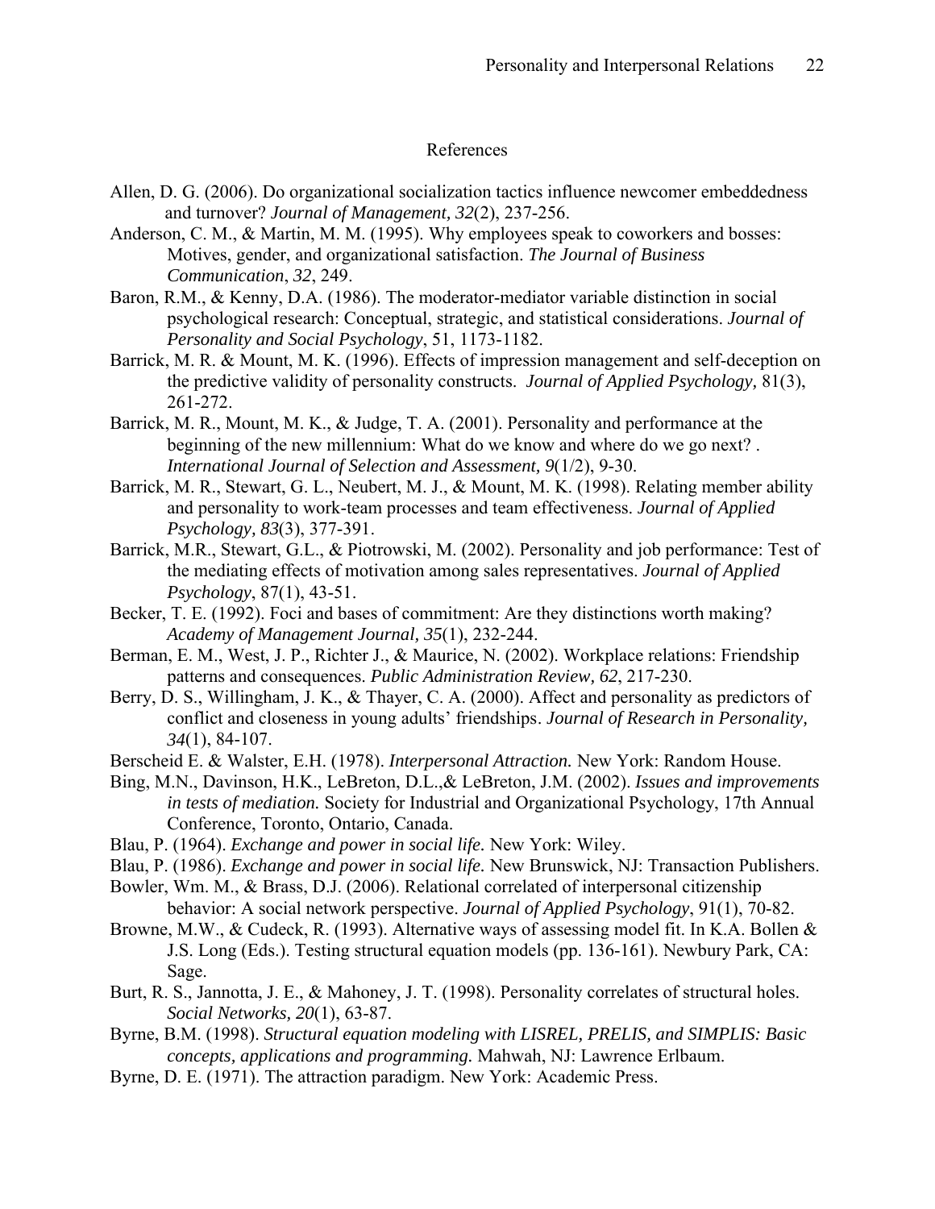## References

Allen, D. G. (2006). Do organizational socialization tactics influence newcomer embeddedness and turnover? *Journal of Management, 32*(2), 237-256.

Anderson, C. M., & Martin, M. M. (1995). Why employees speak to coworkers and bosses: Motives, gender, and organizational satisfaction. *The Journal of Business Communication*, *32*, 249.

Baron, R.M., & Kenny, D.A. (1986). The moderator-mediator variable distinction in social psychological research: Conceptual, strategic, and statistical considerations. *Journal of Personality and Social Psychology*, 51, 1173-1182.

Barrick, M. R. & Mount, M. K. (1996). Effects of impression management and self-deception on the predictive validity of personality constructs. *Journal of Applied Psychology,* 81(3), 261-272.

Barrick, M. R., Mount, M. K., & Judge, T. A. (2001). Personality and performance at the beginning of the new millennium: What do we know and where do we go next? . *International Journal of Selection and Assessment, 9*(1/2), 9-30.

Barrick, M. R., Stewart, G. L., Neubert, M. J., & Mount, M. K. (1998). Relating member ability and personality to work-team processes and team effectiveness. *Journal of Applied Psychology, 83*(3), 377-391.

Barrick, M.R., Stewart, G.L., & Piotrowski, M. (2002). Personality and job performance: Test of the mediating effects of motivation among sales representatives. *Journal of Applied Psychology*, 87(1), 43-51.

Becker, T. E. (1992). Foci and bases of commitment: Are they distinctions worth making? *Academy of Management Journal, 35*(1), 232-244.

Berman, E. M., West, J. P., Richter J., & Maurice, N. (2002). Workplace relations: Friendship patterns and consequences. *Public Administration Review, 62*, 217-230.

Berry, D. S., Willingham, J. K., & Thayer, C. A. (2000). Affect and personality as predictors of conflict and closeness in young adults' friendships. *Journal of Research in Personality, 34*(1), 84-107.

Berscheid E. & Walster, E.H. (1978). *Interpersonal Attraction.* New York: Random House.

Bing, M.N., Davinson, H.K., LeBreton, D.L.,& LeBreton, J.M. (2002). *Issues and improvements in tests of mediation.* Society for Industrial and Organizational Psychology, 17th Annual Conference, Toronto, Ontario, Canada.

Blau, P. (1964). *Exchange and power in social life.* New York: Wiley.

Blau, P. (1986). *Exchange and power in social life.* New Brunswick, NJ: Transaction Publishers.

Bowler, Wm. M., & Brass, D.J. (2006). Relational correlated of interpersonal citizenship behavior: A social network perspective. *Journal of Applied Psychology*, 91(1), 70-82.

Browne, M.W., & Cudeck, R. (1993). Alternative ways of assessing model fit. In K.A. Bollen & J.S. Long (Eds.). Testing structural equation models (pp. 136-161). Newbury Park, CA: Sage.

Burt, R. S., Jannotta, J. E., & Mahoney, J. T. (1998). Personality correlates of structural holes. *Social Networks, 20*(1), 63-87.

Byrne, B.M. (1998). *Structural equation modeling with LISREL, PRELIS, and SIMPLIS: Basic concepts, applications and programming.* Mahwah, NJ: Lawrence Erlbaum.

Byrne, D. E. (1971). The attraction paradigm. New York: Academic Press.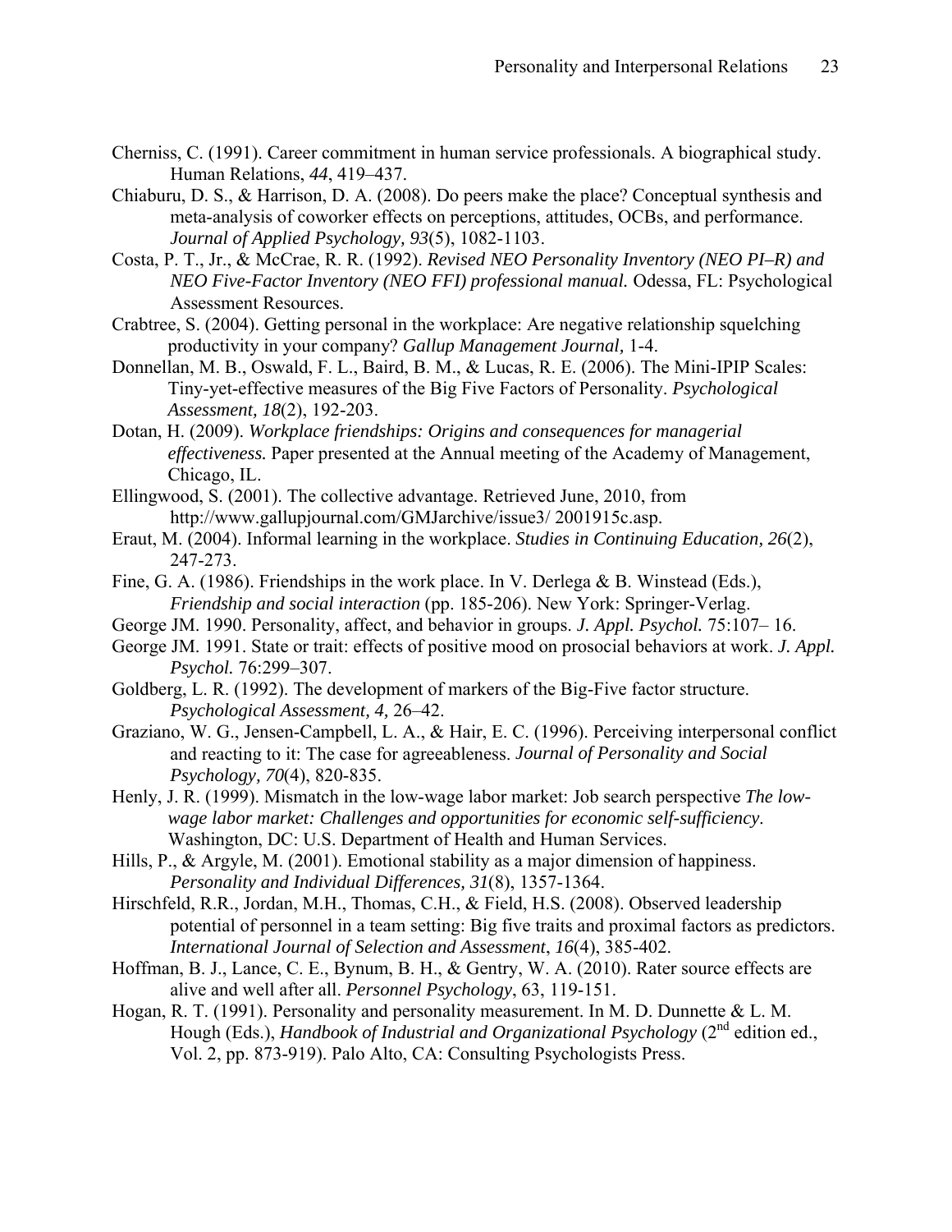Cherniss, C. (1991). Career commitment in human service professionals. A biographical study. Human Relations, *44*, 419–437.

Chiaburu, D. S., & Harrison, D. A. (2008). Do peers make the place? Conceptual synthesis and meta-analysis of coworker effects on perceptions, attitudes, OCBs, and performance. *Journal of Applied Psychology, 93*(5), 1082-1103.

Costa, P. T., Jr., & McCrae, R. R. (1992). *Revised NEO Personality Inventory (NEO PI–R) and NEO Five-Factor Inventory (NEO FFI) professional manual.* Odessa, FL: Psychological Assessment Resources.

Crabtree, S. (2004). Getting personal in the workplace: Are negative relationship squelching productivity in your company? *Gallup Management Journal,* 1-4.

Donnellan, M. B., Oswald, F. L., Baird, B. M., & Lucas, R. E. (2006). The Mini-IPIP Scales: Tiny-yet-effective measures of the Big Five Factors of Personality. *Psychological Assessment, 18*(2), 192-203.

Dotan, H. (2009). *Workplace friendships: Origins and consequences for managerial effectiveness.* Paper presented at the Annual meeting of the Academy of Management, Chicago, IL.

Ellingwood, S. (2001). The collective advantage. Retrieved June, 2010, from http://www.gallupjournal.com/GMJarchive/issue3/ 2001915c.asp.

Eraut, M. (2004). Informal learning in the workplace. *Studies in Continuing Education, 26*(2), 247-273.

Fine, G. A. (1986). Friendships in the work place. In V. Derlega & B. Winstead (Eds.), *Friendship and social interaction* (pp. 185-206). New York: Springer-Verlag.

George JM. 1990. Personality, affect, and behavior in groups. *J. Appl. Psychol.* 75:107– 16.

George JM. 1991. State or trait: effects of positive mood on prosocial behaviors at work. *J. Appl. Psychol.* 76:299–307.

Goldberg, L. R. (1992). The development of markers of the Big-Five factor structure. *Psychological Assessment, 4,* 26–42.

Graziano, W. G., Jensen-Campbell, L. A., & Hair, E. C. (1996). Perceiving interpersonal conflict and reacting to it: The case for agreeableness. *Journal of Personality and Social Psychology, 70*(4), 820-835.

Henly, J. R. (1999). Mismatch in the low-wage labor market: Job search perspective *The low-wage labor market: Challenges and opportunities for economic self-sufficiency*. Washington, DC: U.S. Department of Health and Human Services.

Hills, P., & Argyle, M. (2001). Emotional stability as a major dimension of happiness. *Personality and Individual Differences, 31*(8), 1357-1364.

Hirschfeld, R.R., Jordan, M.H., Thomas, C.H., & Field, H.S. (2008). Observed leadership potential of personnel in a team setting: Big five traits and proximal factors as predictors. *International Journal of Selection and Assessment*, *16*(4), 385-402.

Hoffman, B. J., Lance, C. E., Bynum, B. H., & Gentry, W. A. (2010). Rater source effects are alive and well after all. *Personnel Psychology*, 63, 119-151.

Hogan, R. T. (1991). Personality and personality measurement. In M. D. Dunnette & L. M. Hough (Eds.), *Handbook of Industrial and Organizational Psychology* (2nd edition ed., Vol. 2, pp. 873-919). Palo Alto, CA: Consulting Psychologists Press.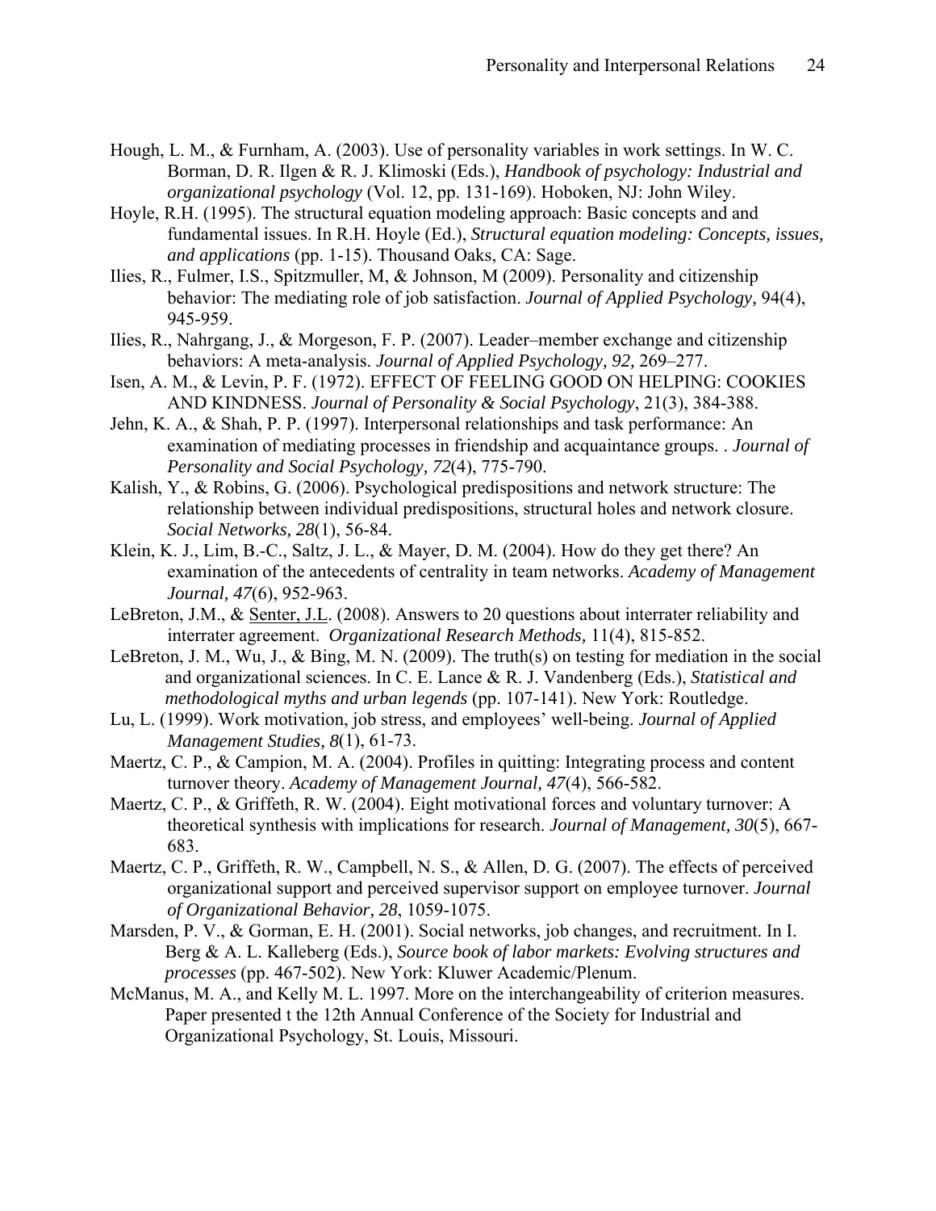Hough, L. M., & Furnham, A. (2003). Use of personality variables in work settings. In W. C. Borman, D. R. Ilgen & R. J. Klimoski (Eds.), *Handbook of psychology: Industrial and organizational psychology* (Vol. 12, pp. 131-169). Hoboken, NJ: John Wiley.

Hoyle, R.H. (1995). The structural equation modeling approach: Basic concepts and and fundamental issues. In R.H. Hoyle (Ed.), *Structural equation modeling: Concepts, issues, and applications* (pp. 1-15). Thousand Oaks, CA: Sage.

Ilies, R., Fulmer, I.S., Spitzmuller, M, & Johnson, M (2009). Personality and citizenship behavior: The mediating role of job satisfaction. *Journal of Applied Psychology,* 94(4), 945-959.

Ilies, R., Nahrgang, J., & Morgeson, F. P. (2007). Leader–member exchange and citizenship behaviors: A meta-analysis. *Journal of Applied Psychology, 92,* 269–277.

Isen, A. M., & Levin, P. F. (1972). EFFECT OF FEELING GOOD ON HELPING: COOKIES AND KINDNESS. *Journal of Personality & Social Psychology*, 21(3), 384-388.

Jehn, K. A., & Shah, P. P. (1997). Interpersonal relationships and task performance: An examination of mediating processes in friendship and acquaintance groups. . *Journal of Personality and Social Psychology, 72*(4), 775-790.

Kalish, Y., & Robins, G. (2006). Psychological predispositions and network structure: The relationship between individual predispositions, structural holes and network closure. *Social Networks, 28*(1), 56-84.

Klein, K. J., Lim, B.-C., Saltz, J. L., & Mayer, D. M. (2004). How do they get there? An examination of the antecedents of centrality in team networks. *Academy of Management Journal, 47*(6), 952-963.

LeBreton, J.M., & Senter, J.L. (2008). Answers to 20 questions about interrater reliability and interrater agreement. *Organizational Research Methods,* 11(4), 815-852.

LeBreton, J. M., Wu, J., & Bing, M. N. (2009). The truth(s) on testing for mediation in the social and organizational sciences. In C. E. Lance & R. J. Vandenberg (Eds.), *Statistical and methodological myths and urban legends* (pp. 107-141). New York: Routledge.

Lu, L. (1999). Work motivation, job stress, and employees' well-being. *Journal of Applied Management Studies, 8*(1), 61-73.

Maertz, C. P., & Campion, M. A. (2004). Profiles in quitting: Integrating process and content turnover theory. *Academy of Management Journal, 47*(4), 566-582.

Maertz, C. P., & Griffeth, R. W. (2004). Eight motivational forces and voluntary turnover: A theoretical synthesis with implications for research. *Journal of Management, 30*(5), 667-683.

Maertz, C. P., Griffeth, R. W., Campbell, N. S., & Allen, D. G. (2007). The effects of perceived organizational support and perceived supervisor support on employee turnover. *Journal of Organizational Behavior, 28*, 1059-1075.

Marsden, P. V., & Gorman, E. H. (2001). Social networks, job changes, and recruitment. In I. Berg & A. L. Kalleberg (Eds.), *Source book of labor markets: Evolving structures and processes* (pp. 467-502). New York: Kluwer Academic/Plenum.

McManus, M. A., and Kelly M. L. 1997. More on the interchangeability of criterion measures. Paper presented t the 12th Annual Conference of the Society for Industrial and Organizational Psychology, St. Louis, Missouri.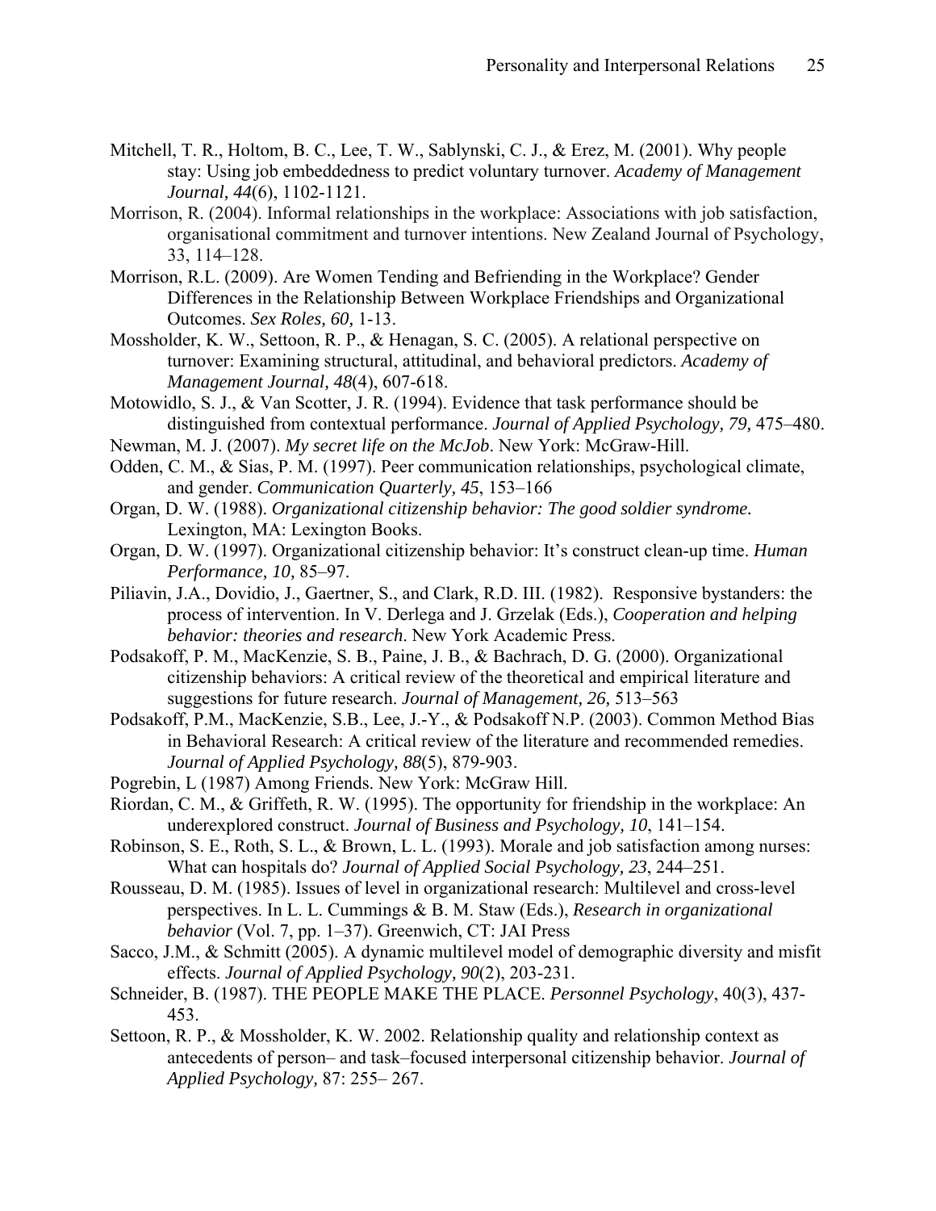Mitchell, T. R., Holtom, B. C., Lee, T. W., Sablynski, C. J., & Erez, M. (2001). Why people stay: Using job embeddedness to predict voluntary turnover. *Academy of Management Journal, 44*(6), 1102-1121.

Morrison, R. (2004). Informal relationships in the workplace: Associations with job satisfaction, organisational commitment and turnover intentions. New Zealand Journal of Psychology, 33, 114–128.

Morrison, R.L. (2009). Are Women Tending and Befriending in the Workplace? Gender Differences in the Relationship Between Workplace Friendships and Organizational Outcomes. *Sex Roles, 60,* 1-13.

Mossholder, K. W., Settoon, R. P., & Henagan, S. C. (2005). A relational perspective on turnover: Examining structural, attitudinal, and behavioral predictors. *Academy of Management Journal, 48*(4), 607-618.

Motowidlo, S. J., & Van Scotter, J. R. (1994). Evidence that task performance should be distinguished from contextual performance. *Journal of Applied Psychology, 79,* 475–480.

Newman, M. J. (2007). *My secret life on the McJob*. New York: McGraw-Hill.

Odden, C. M., & Sias, P. M. (1997). Peer communication relationships, psychological climate, and gender. *Communication Quarterly, 45*, 153–166

Organ, D. W. (1988). *Organizational citizenship behavior: The good soldier syndrome.* Lexington, MA: Lexington Books.

Organ, D. W. (1997). Organizational citizenship behavior: It's construct clean-up time. *Human Performance, 10,* 85–97.

Piliavin, J.A., Dovidio, J., Gaertner, S., and Clark, R.D. III. (1982). Responsive bystanders: the process of intervention. In V. Derlega and J. Grzelak (Eds.), *Cooperation and helping behavior: theories and research*. New York Academic Press.

Podsakoff, P. M., MacKenzie, S. B., Paine, J. B., & Bachrach, D. G. (2000). Organizational citizenship behaviors: A critical review of the theoretical and empirical literature and suggestions for future research. *Journal of Management, 26,* 513–563

Podsakoff, P.M., MacKenzie, S.B., Lee, J.-Y., & Podsakoff N.P. (2003). Common Method Bias in Behavioral Research: A critical review of the literature and recommended remedies. *Journal of Applied Psychology, 88*(5), 879-903.

Pogrebin, L (1987) Among Friends. New York: McGraw Hill.

Riordan, C. M., & Griffeth, R. W. (1995). The opportunity for friendship in the workplace: An underexplored construct. *Journal of Business and Psychology, 10*, 141–154.

Robinson, S. E., Roth, S. L., & Brown, L. L. (1993). Morale and job satisfaction among nurses: What can hospitals do? *Journal of Applied Social Psychology, 23*, 244–251.

Rousseau, D. M. (1985). Issues of level in organizational research: Multilevel and cross-level perspectives. In L. L. Cummings & B. M. Staw (Eds.), *Research in organizational behavior* (Vol. 7, pp. 1–37). Greenwich, CT: JAI Press

Sacco, J.M., & Schmitt (2005). A dynamic multilevel model of demographic diversity and misfit effects. *Journal of Applied Psychology, 90*(2), 203-231.

Schneider, B. (1987). THE PEOPLE MAKE THE PLACE. *Personnel Psychology*, 40(3), 437-453.

Settoon, R. P., & Mossholder, K. W. 2002. Relationship quality and relationship context as antecedents of person– and task–focused interpersonal citizenship behavior. *Journal of Applied Psychology,* 87: 255– 267.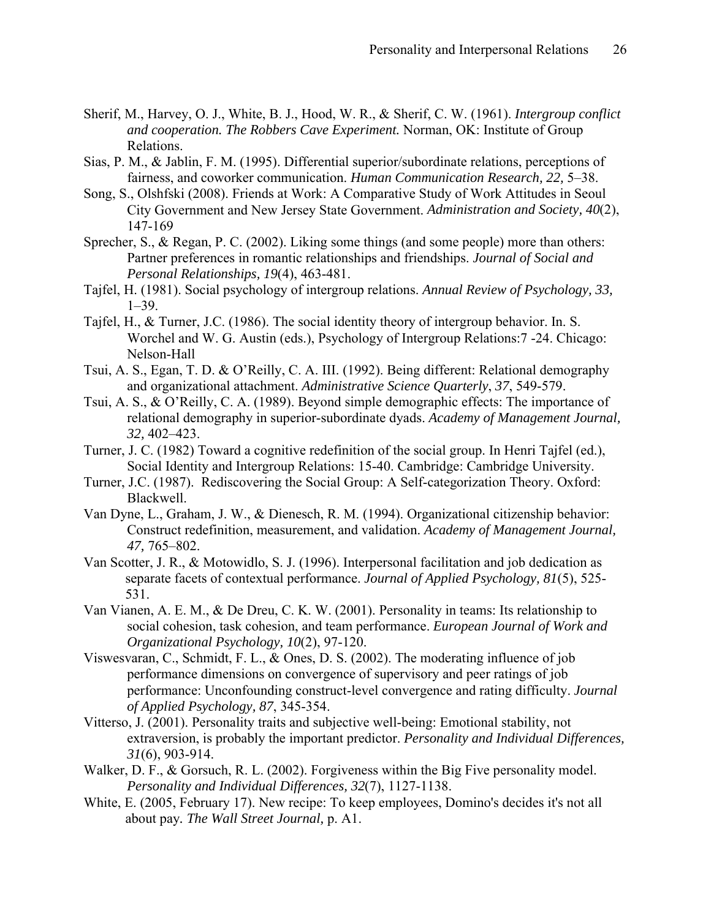Sherif, M., Harvey, O. J., White, B. J., Hood, W. R., & Sherif, C. W. (1961). *Intergroup conflict and cooperation. The Robbers Cave Experiment.* Norman, OK: Institute of Group Relations.

Sias, P. M., & Jablin, F. M. (1995). Differential superior/subordinate relations, perceptions of fairness, and coworker communication. *Human Communication Research, 22,* 5–38.

Song, S., Olshfski (2008). Friends at Work: A Comparative Study of Work Attitudes in Seoul City Government and New Jersey State Government. *Administration and Society, 40*(2), 147-169

Sprecher, S., & Regan, P. C. (2002). Liking some things (and some people) more than others: Partner preferences in romantic relationships and friendships. *Journal of Social and Personal Relationships, 19*(4), 463-481.

Tajfel, H. (1981). Social psychology of intergroup relations. *Annual Review of Psychology, 33,* 1–39.

Tajfel, H., & Turner, J.C. (1986). The social identity theory of intergroup behavior. In. S. Worchel and W. G. Austin (eds.), Psychology of Intergroup Relations:7 -24. Chicago: Nelson-Hall

Tsui, A. S., Egan, T. D. & O'Reilly, C. A. III. (1992). Being different: Relational demography and organizational attachment. *Administrative Science Quarterly*, *37*, 549-579.

Tsui, A. S., & O'Reilly, C. A. (1989). Beyond simple demographic effects: The importance of relational demography in superior-subordinate dyads. *Academy of Management Journal, 32,* 402–423.

Turner, J. C. (1982) Toward a cognitive redefinition of the social group. In Henri Tajfel (ed.), Social Identity and Intergroup Relations: 15-40. Cambridge: Cambridge University.

Turner, J.C. (1987). Rediscovering the Social Group: A Self-categorization Theory. Oxford: Blackwell.

Van Dyne, L., Graham, J. W., & Dienesch, R. M. (1994). Organizational citizenship behavior: Construct redefinition, measurement, and validation. *Academy of Management Journal, 47,* 765–802.

Van Scotter, J. R., & Motowidlo, S. J. (1996). Interpersonal facilitation and job dedication as separate facets of contextual performance. *Journal of Applied Psychology, 81*(5), 525-531.

Van Vianen, A. E. M., & De Dreu, C. K. W. (2001). Personality in teams: Its relationship to social cohesion, task cohesion, and team performance. *European Journal of Work and Organizational Psychology, 10*(2), 97-120.

Viswesvaran, C., Schmidt, F. L., & Ones, D. S. (2002). The moderating influence of job performance dimensions on convergence of supervisory and peer ratings of job performance: Unconfounding construct-level convergence and rating difficulty. *Journal of Applied Psychology, 87*, 345-354.

Vitterso, J. (2001). Personality traits and subjective well-being: Emotional stability, not extraversion, is probably the important predictor. *Personality and Individual Differences, 31*(6), 903-914.

Walker, D. F., & Gorsuch, R. L. (2002). Forgiveness within the Big Five personality model. *Personality and Individual Differences, 32*(7), 1127-1138.

White, E. (2005, February 17). New recipe: To keep employees, Domino's decides it's not all about pay*. The Wall Street Journal,* p. A1.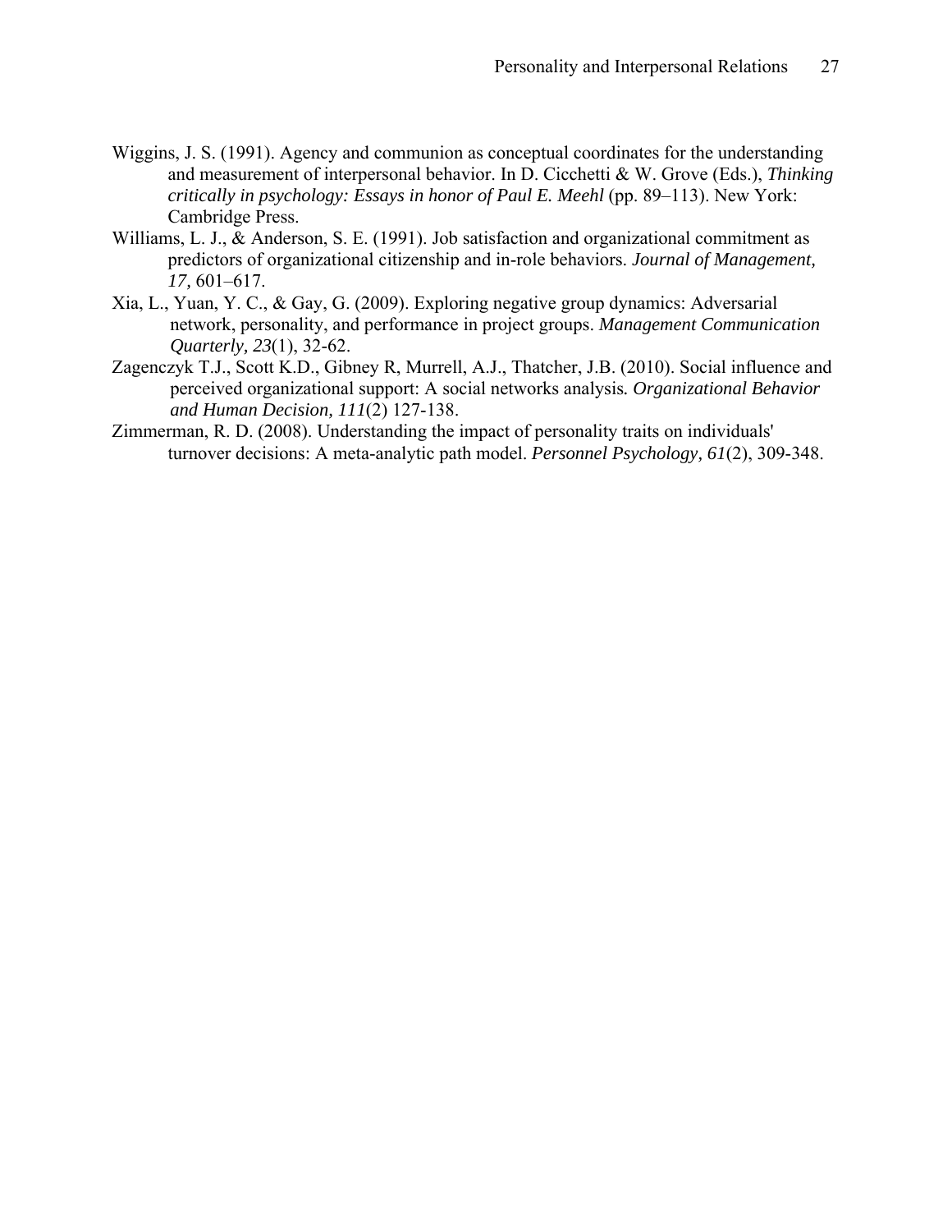Wiggins, J. S. (1991). Agency and communion as conceptual coordinates for the understanding and measurement of interpersonal behavior. In D. Cicchetti & W. Grove (Eds.), *Thinking critically in psychology: Essays in honor of Paul E. Meehl* (pp. 89–113). New York: Cambridge Press.

Williams, L. J., & Anderson, S. E. (1991). Job satisfaction and organizational commitment as predictors of organizational citizenship and in-role behaviors. *Journal of Management, 17,* 601–617.

Xia, L., Yuan, Y. C., & Gay, G. (2009). Exploring negative group dynamics: Adversarial network, personality, and performance in project groups. *Management Communication Quarterly, 23*(1), 32-62.

Zagenczyk T.J., Scott K.D., Gibney R, Murrell, A.J., Thatcher, J.B. (2010). Social influence and perceived organizational support: A social networks analysis*. Organizational Behavior and Human Decision, 111*(2) 127-138.

Zimmerman, R. D. (2008). Understanding the impact of personality traits on individuals' turnover decisions: A meta-analytic path model. *Personnel Psychology, 61*(2), 309-348.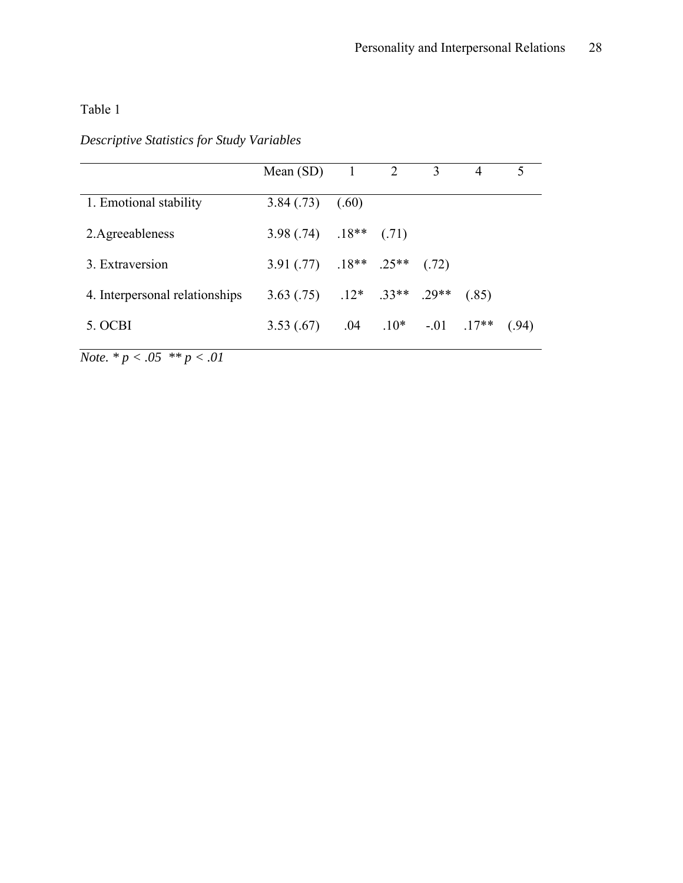Table 1

*Descriptive Statistics for Study Variables*

| | Mean (SD) | 1 | 2 | 3 | 4 | 5 |
|---|---|---|---|---|---|---|
| 1. Emotional stability | 3.84 (.73) | (.60) | | | | |
| 2.Agreeableness | 3.98 (.74) | .18** | (.71) | | | |
| 3. Extraversion | 3.91 (.77) | .18** | .25** | (.72) | | |
| 4. Interpersonal relationships | 3.63 (.75) | .12* | .33** | .29** | (.85) | |
| 5. OCBI | 3.53 (.67) | .04 | .10* | -.01 | .17** | (.94) |

*Note.* * $p < .05$ ** $p < .01$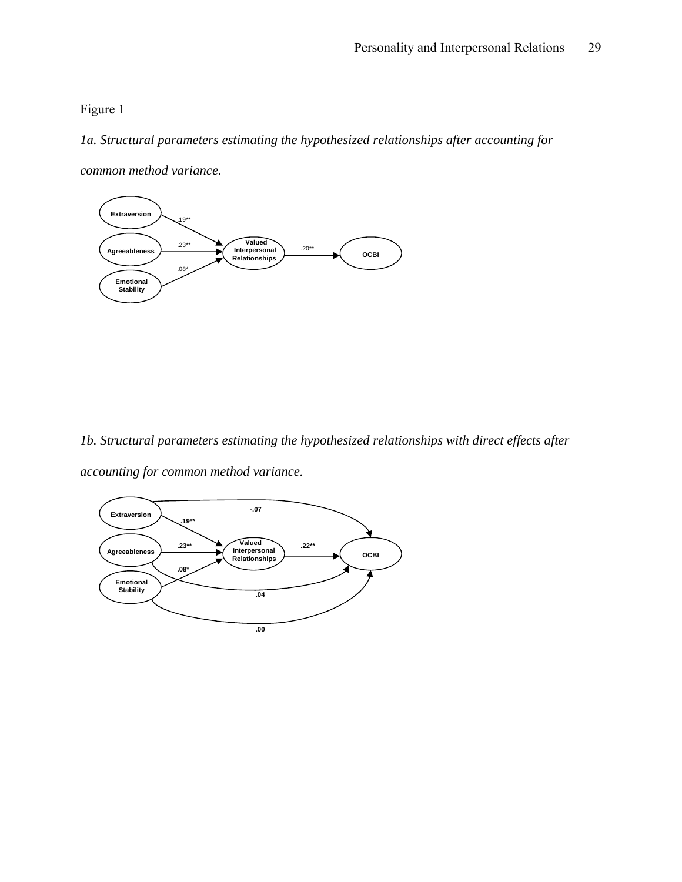Figure 1

*1a. Structural parameters estimating the hypothesized relationships after accounting for common method variance.*

Extraversion

Agreeableness

Emotional Stability

Valued Interpersonal Relationships

OCBI

.19**

.23**

.08*

.20**

*1b. Structural parameters estimating the hypothesized relationships with direct effects after accounting for common method variance.*

Extraversion

Agreeableness

Emotional Stability

Valued Interpersonal Relationships

OCBI

-.07

.19**

.23**

.08*

.22**

.04

.00